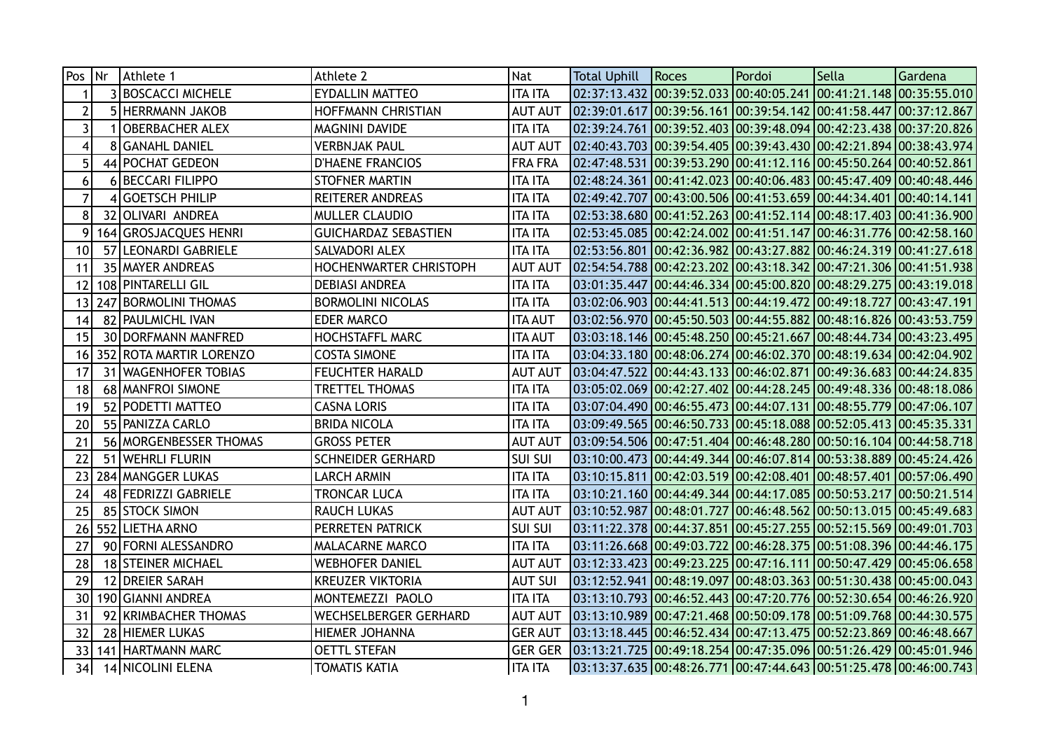| Pos | Nr | Athlete 1 | Athlete 2 | Nat | Total Uphill | Roces | Pordoi | Sella | Gardena |
|---|---|---|---|---|---|---|---|---|---|
| 1 | 3 | BOSCACCI MICHELE | EYDALLIN MATTEO | ITA ITA | 02:37:13.432 | 00:39:52.033 | 00:40:05.241 | 00:41:21.148 | 00:35:55.010 |
| 2 | 5 | HERRMANN JAKOB | HOFFMANN CHRISTIAN | AUT AUT | 02:39:01.617 | 00:39:56.161 | 00:39:54.142 | 00:41:58.447 | 00:37:12.867 |
| 3 | 1 | OBERBACHER ALEX | MAGNINI DAVIDE | ITA ITA | 02:39:24.761 | 00:39:52.403 | 00:39:48.094 | 00:42:23.438 | 00:37:20.826 |
| 4 | 8 | GANAHL DANIEL | VERBNJAK PAUL | AUT AUT | 02:40:43.703 | 00:39:54.405 | 00:39:43.430 | 00:42:21.894 | 00:38:43.974 |
| 5 | 44 | POCHAT GEDEON | D'HAENE FRANCIOS | FRA FRA | 02:47:48.531 | 00:39:53.290 | 00:41:12.116 | 00:45:50.264 | 00:40:52.861 |
| 6 | 6 | BECCARI FILIPPO | STOFNER MARTIN | ITA ITA | 02:48:24.361 | 00:41:42.023 | 00:40:06.483 | 00:45:47.409 | 00:40:48.446 |
| 7 | 4 | GOETSCH PHILIP | REITERER ANDREAS | ITA ITA | 02:49:42.707 | 00:43:00.506 | 00:41:53.659 | 00:44:34.401 | 00:40:14.141 |
| 8 | 32 | OLIVARI ANDREA | MULLER CLAUDIO | ITA ITA | 02:53:38.680 | 00:41:52.263 | 00:41:52.114 | 00:48:17.403 | 00:41:36.900 |
| 9 | 164 | GROSJACQUES HENRI | GUICHARDAZ SEBASTIEN | ITA ITA | 02:53:45.085 | 00:42:24.002 | 00:41:51.147 | 00:46:31.776 | 00:42:58.160 |
| 10 | 57 | LEONARDI GABRIELE | SALVADORI ALEX | ITA ITA | 02:53:56.801 | 00:42:36.982 | 00:43:27.882 | 00:46:24.319 | 00:41:27.618 |
| 11 | 35 | MAYER ANDREAS | HOCHENWARTER CHRISTOPH | AUT AUT | 02:54:54.788 | 00:42:23.202 | 00:43:18.342 | 00:47:21.306 | 00:41:51.938 |
| 12 | 108 | PINTARELLI GIL | DEBIASI ANDREA | ITA ITA | 03:01:35.447 | 00:44:46.334 | 00:45:00.820 | 00:48:29.275 | 00:43:19.018 |
| 13 | 247 | BORMOLINI THOMAS | BORMOLINI NICOLAS | ITA ITA | 03:02:06.903 | 00:44:41.513 | 00:44:19.472 | 00:49:18.727 | 00:43:47.191 |
| 14 | 82 | PAULMICHL IVAN | EDER MARCO | ITA AUT | 03:02:56.970 | 00:45:50.503 | 00:44:55.882 | 00:48:16.826 | 00:43:53.759 |
| 15 | 30 | DORFMANN MANFRED | HOCHSTAFFL MARC | ITA AUT | 03:03:18.146 | 00:45:48.250 | 00:45:21.667 | 00:48:44.734 | 00:43:23.495 |
| 16 | 352 | ROTA MARTIR LORENZO | COSTA SIMONE | ITA ITA | 03:04:33.180 | 00:48:06.274 | 00:46:02.370 | 00:48:19.634 | 00:42:04.902 |
| 17 | 31 | WAGENHOFER TOBIAS | FEUCHTER HARALD | AUT AUT | 03:04:47.522 | 00:44:43.133 | 00:46:02.871 | 00:49:36.683 | 00:44:24.835 |
| 18 | 68 | MANFROI SIMONE | TRETTEL THOMAS | ITA ITA | 03:05:02.069 | 00:42:27.402 | 00:44:28.245 | 00:49:48.336 | 00:48:18.086 |
| 19 | 52 | PODETTI MATTEO | CASNA LORIS | ITA ITA | 03:07:04.490 | 00:46:55.473 | 00:44:07.131 | 00:48:55.779 | 00:47:06.107 |
| 20 | 55 | PANIZZA CARLO | BRIDA NICOLA | ITA ITA | 03:09:49.565 | 00:46:50.733 | 00:45:18.088 | 00:52:05.413 | 00:45:35.331 |
| 21 | 56 | MORGENBESSER THOMAS | GROSS PETER | AUT AUT | 03:09:54.506 | 00:47:51.404 | 00:46:48.280 | 00:50:16.104 | 00:44:58.718 |
| 22 | 51 | WEHRLI FLURIN | SCHNEIDER GERHARD | SUI SUI | 03:10:00.473 | 00:44:49.344 | 00:46:07.814 | 00:53:38.889 | 00:45:24.426 |
| 23 | 284 | MANGGER LUKAS | LARCH ARMIN | ITA ITA | 03:10:15.811 | 00:42:03.519 | 00:42:08.401 | 00:48:57.401 | 00:57:06.490 |
| 24 | 48 | FEDRIZZI GABRIELE | TRONCAR LUCA | ITA ITA | 03:10:21.160 | 00:44:49.344 | 00:44:17.085 | 00:50:53.217 | 00:50:21.514 |
| 25 | 85 | STOCK SIMON | RAUCH LUKAS | AUT AUT | 03:10:52.987 | 00:48:01.727 | 00:46:48.562 | 00:50:13.015 | 00:45:49.683 |
| 26 | 552 | LIETHA ARNO | PERRETEN PATRICK | SUI SUI | 03:11:22.378 | 00:44:37.851 | 00:45:27.255 | 00:52:15.569 | 00:49:01.703 |
| 27 | 90 | FORNI ALESSANDRO | MALACARNE MARCO | ITA ITA | 03:11:26.668 | 00:49:03.722 | 00:46:28.375 | 00:51:08.396 | 00:44:46.175 |
| 28 | 18 | STEINER MICHAEL | WEBHOFER DANIEL | AUT AUT | 03:12:33.423 | 00:49:23.225 | 00:47:16.111 | 00:50:47.429 | 00:45:06.658 |
| 29 | 12 | DREIER SARAH | KREUZER VIKTORIA | AUT SUI | 03:12:52.941 | 00:48:19.097 | 00:48:03.363 | 00:51:30.438 | 00:45:00.043 |
| 30 | 190 | GIANNI ANDREA | MONTEMEZZI PAOLO | ITA ITA | 03:13:10.793 | 00:46:52.443 | 00:47:20.776 | 00:52:30.654 | 00:46:26.920 |
| 31 | 92 | KRIMBACHER THOMAS | WECHSELBERGER GERHARD | AUT AUT | 03:13:10.989 | 00:47:21.468 | 00:50:09.178 | 00:51:09.768 | 00:44:30.575 |
| 32 | 28 | HIEMER LUKAS | HIEMER JOHANNA | GER AUT | 03:13:18.445 | 00:46:52.434 | 00:47:13.475 | 00:52:23.869 | 00:46:48.667 |
| 33 | 141 | HARTMANN MARC | OETTL STEFAN | GER GER | 03:13:21.725 | 00:49:18.254 | 00:47:35.096 | 00:51:26.429 | 00:45:01.946 |
| 34 | 14 | NICOLINI ELENA | TOMATIS KATIA | ITA ITA | 03:13:37.635 | 00:48:26.771 | 00:47:44.643 | 00:51:25.478 | 00:46:00.743 |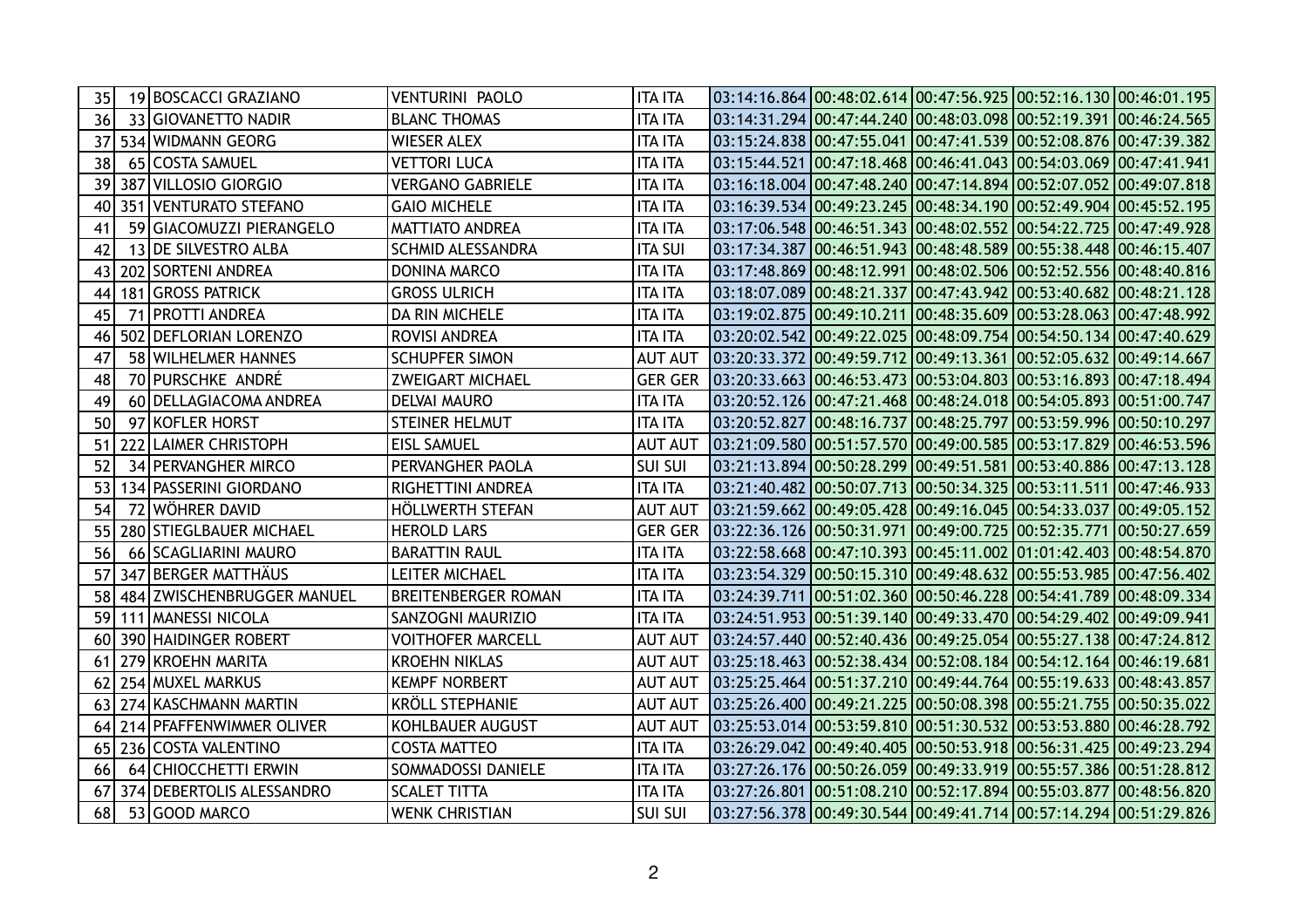| | | | | | | | | | |
|---|---|---|---|---|---|---|---|---|---|
| 35 | 19 | BOSCACCI GRAZIANO | VENTURINI PAOLO | ITA ITA | 03:14:16.864 | 00:48:02.614 | 00:47:56.925 | 00:52:16.130 | 00:46:01.195 |
| 36 | 33 | GIOVANETTO NADIR | BLANC THOMAS | ITA ITA | 03:14:31.294 | 00:47:44.240 | 00:48:03.098 | 00:52:19.391 | 00:46:24.565 |
| 37 | 534 | WIDMANN GEORG | WIESER ALEX | ITA ITA | 03:15:24.838 | 00:47:55.041 | 00:47:41.539 | 00:52:08.876 | 00:47:39.382 |
| 38 | 65 | COSTA SAMUEL | VETTORI LUCA | ITA ITA | 03:15:44.521 | 00:47:18.468 | 00:46:41.043 | 00:54:03.069 | 00:47:41.941 |
| 39 | 387 | VILLOSIO GIORGIO | VERGANO GABRIELE | ITA ITA | 03:16:18.004 | 00:47:48.240 | 00:47:14.894 | 00:52:07.052 | 00:49:07.818 |
| 40 | 351 | VENTURATO STEFANO | GAIO MICHELE | ITA ITA | 03:16:39.534 | 00:49:23.245 | 00:48:34.190 | 00:52:49.904 | 00:45:52.195 |
| 41 | 59 | GIACOMUZZI PIERANGELO | MATTIATO ANDREA | ITA ITA | 03:17:06.548 | 00:46:51.343 | 00:48:02.552 | 00:54:22.725 | 00:47:49.928 |
| 42 | 13 | DE SILVESTRO ALBA | SCHMID ALESSANDRA | ITA SUI | 03:17:34.387 | 00:46:51.943 | 00:48:48.589 | 00:55:38.448 | 00:46:15.407 |
| 43 | 202 | SORTENI ANDREA | DONINA MARCO | ITA ITA | 03:17:48.869 | 00:48:12.991 | 00:48:02.506 | 00:52:52.556 | 00:48:40.816 |
| 44 | 181 | GROSS PATRICK | GROSS ULRICH | ITA ITA | 03:18:07.089 | 00:48:21.337 | 00:47:43.942 | 00:53:40.682 | 00:48:21.128 |
| 45 | 71 | PROTTI ANDREA | DA RIN MICHELE | ITA ITA | 03:19:02.875 | 00:49:10.211 | 00:48:35.609 | 00:53:28.063 | 00:47:48.992 |
| 46 | 502 | DEFLORIAN LORENZO | ROVISI ANDREA | ITA ITA | 03:20:02.542 | 00:49:22.025 | 00:48:09.754 | 00:54:50.134 | 00:47:40.629 |
| 47 | 58 | WILHELMER HANNES | SCHUPFER SIMON | AUT AUT | 03:20:33.372 | 00:49:59.712 | 00:49:13.361 | 00:52:05.632 | 00:49:14.667 |
| 48 | 70 | PURSCHKE ANDRÉ | ZWEIGART MICHAEL | GER GER | 03:20:33.663 | 00:46:53.473 | 00:53:04.803 | 00:53:16.893 | 00:47:18.494 |
| 49 | 60 | DELLAGIACOMA ANDREA | DELVAI MAURO | ITA ITA | 03:20:52.126 | 00:47:21.468 | 00:48:24.018 | 00:54:05.893 | 00:51:00.747 |
| 50 | 97 | KOFLER HORST | STEINER HELMUT | ITA ITA | 03:20:52.827 | 00:48:16.737 | 00:48:25.797 | 00:53:59.996 | 00:50:10.297 |
| 51 | 222 | LAIMER CHRISTOPH | EISL SAMUEL | AUT AUT | 03:21:09.580 | 00:51:57.570 | 00:49:00.585 | 00:53:17.829 | 00:46:53.596 |
| 52 | 34 | PERVANGHER MIRCO | PERVANGHER PAOLA | SUI SUI | 03:21:13.894 | 00:50:28.299 | 00:49:51.581 | 00:53:40.886 | 00:47:13.128 |
| 53 | 134 | PASSERINI GIORDANO | RIGHETTINI ANDREA | ITA ITA | 03:21:40.482 | 00:50:07.713 | 00:50:34.325 | 00:53:11.511 | 00:47:46.933 |
| 54 | 72 | WÖHRER DAVID | HÖLLWERTH STEFAN | AUT AUT | 03:21:59.662 | 00:49:05.428 | 00:49:16.045 | 00:54:33.037 | 00:49:05.152 |
| 55 | 280 | STIEGLBAUER MICHAEL | HEROLD LARS | GER GER | 03:22:36.126 | 00:50:31.971 | 00:49:00.725 | 00:52:35.771 | 00:50:27.659 |
| 56 | 66 | SCAGLIARINI MAURO | BARATTIN RAUL | ITA ITA | 03:22:58.668 | 00:47:10.393 | 00:45:11.002 | 01:01:42.403 | 00:48:54.870 |
| 57 | 347 | BERGER MATTHÄUS | LEITER MICHAEL | ITA ITA | 03:23:54.329 | 00:50:15.310 | 00:49:48.632 | 00:55:53.985 | 00:47:56.402 |
| 58 | 484 | ZWISCHENBRUGGER MANUEL | BREITENBERGER ROMAN | ITA ITA | 03:24:39.711 | 00:51:02.360 | 00:50:46.228 | 00:54:41.789 | 00:48:09.334 |
| 59 | 111 | MANESSI NICOLA | SANZOGNI MAURIZIO | ITA ITA | 03:24:51.953 | 00:51:39.140 | 00:49:33.470 | 00:54:29.402 | 00:49:09.941 |
| 60 | 390 | HAIDINGER ROBERT | VOITHOFER MARCELL | AUT AUT | 03:24:57.440 | 00:52:40.436 | 00:49:25.054 | 00:55:27.138 | 00:47:24.812 |
| 61 | 279 | KROEHN MARITA | KROEHN NIKLAS | AUT AUT | 03:25:18.463 | 00:52:38.434 | 00:52:08.184 | 00:54:12.164 | 00:46:19.681 |
| 62 | 254 | MUXEL MARKUS | KEMPF NORBERT | AUT AUT | 03:25:25.464 | 00:51:37.210 | 00:49:44.764 | 00:55:19.633 | 00:48:43.857 |
| 63 | 274 | KASCHMANN MARTIN | KRÖLL STEPHANIE | AUT AUT | 03:25:26.400 | 00:49:21.225 | 00:50:08.398 | 00:55:21.755 | 00:50:35.022 |
| 64 | 214 | PFAFFENWIMMER OLIVER | KOHLBAUER AUGUST | AUT AUT | 03:25:53.014 | 00:53:59.810 | 00:51:30.532 | 00:53:53.880 | 00:46:28.792 |
| 65 | 236 | COSTA VALENTINO | COSTA MATTEO | ITA ITA | 03:26:29.042 | 00:49:40.405 | 00:50:53.918 | 00:56:31.425 | 00:49:23.294 |
| 66 | 64 | CHIOCCHETTI ERWIN | SOMMADOSSI DANIELE | ITA ITA | 03:27:26.176 | 00:50:26.059 | 00:49:33.919 | 00:55:57.386 | 00:51:28.812 |
| 67 | 374 | DEBERTOLIS ALESSANDRO | SCALET TITTA | ITA ITA | 03:27:26.801 | 00:51:08.210 | 00:52:17.894 | 00:55:03.877 | 00:48:56.820 |
| 68 | 53 | GOOD MARCO | WENK CHRISTIAN | SUI SUI | 03:27:56.378 | 00:49:30.544 | 00:49:41.714 | 00:57:14.294 | 00:51:29.826 |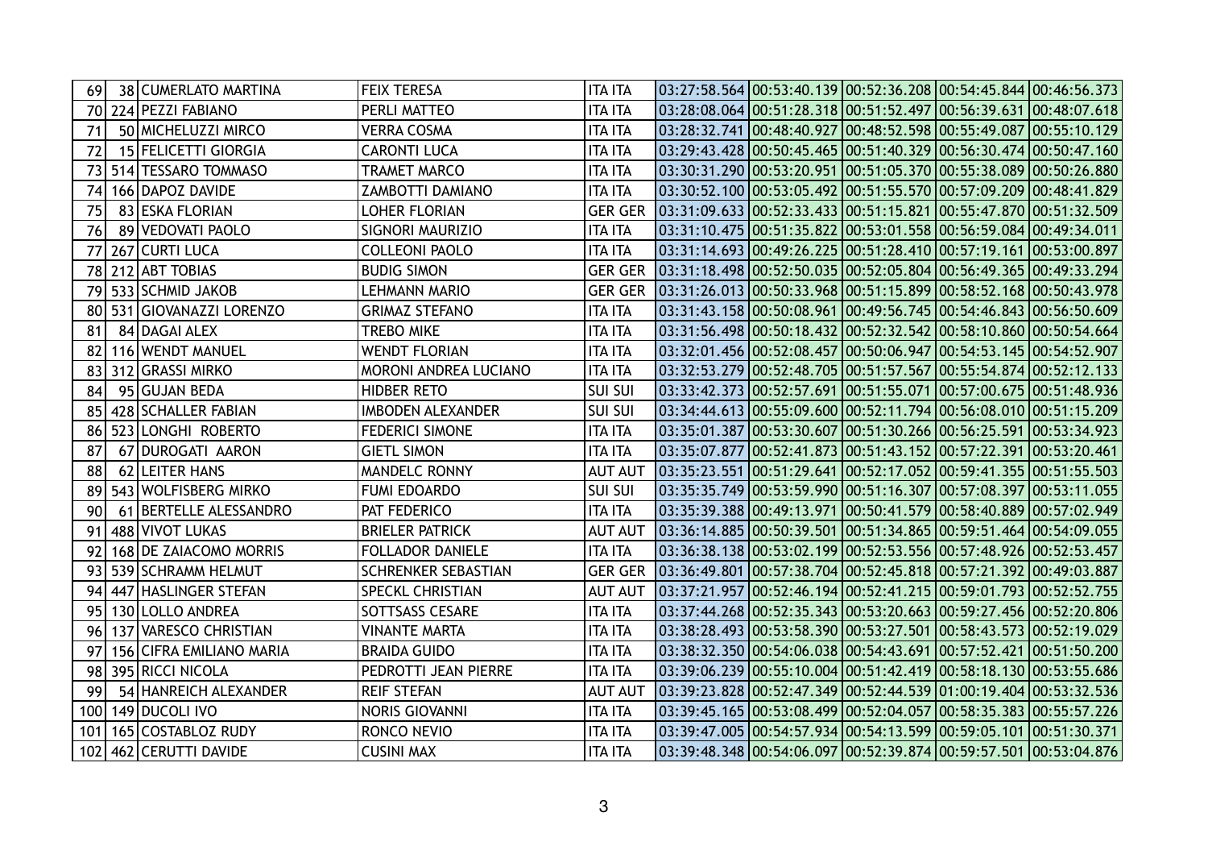| | | | | | | | | | |
|---|---|---|---|---|---|---|---|---|---|
| 69 | 38 | CUMERLATO MARTINA | FEIX TERESA | ITA ITA | 03:27:58.564 | 00:53:40.139 | 00:52:36.208 | 00:54:45.844 | 00:46:56.373 |
| 70 | 224 | PEZZI FABIANO | PERLI MATTEO | ITA ITA | 03:28:08.064 | 00:51:28.318 | 00:51:52.497 | 00:56:39.631 | 00:48:07.618 |
| 71 | 50 | MICHELUZZI MIRCO | VERRA COSMA | ITA ITA | 03:28:32.741 | 00:48:40.927 | 00:48:52.598 | 00:55:49.087 | 00:55:10.129 |
| 72 | 15 | FELICETTI GIORGIA | CARONTI LUCA | ITA ITA | 03:29:43.428 | 00:50:45.465 | 00:51:40.329 | 00:56:30.474 | 00:50:47.160 |
| 73 | 514 | TESSARO TOMMASO | TRAMET MARCO | ITA ITA | 03:30:31.290 | 00:53:20.951 | 00:51:05.370 | 00:55:38.089 | 00:50:26.880 |
| 74 | 166 | DAPOZ DAVIDE | ZAMBOTTI DAMIANO | ITA ITA | 03:30:52.100 | 00:53:05.492 | 00:51:55.570 | 00:57:09.209 | 00:48:41.829 |
| 75 | 83 | ESKA FLORIAN | LOHER FLORIAN | GER GER | 03:31:09.633 | 00:52:33.433 | 00:51:15.821 | 00:55:47.870 | 00:51:32.509 |
| 76 | 89 | VEDOVATI PAOLO | SIGNORI MAURIZIO | ITA ITA | 03:31:10.475 | 00:51:35.822 | 00:53:01.558 | 00:56:59.084 | 00:49:34.011 |
| 77 | 267 | CURTI LUCA | COLLEONI PAOLO | ITA ITA | 03:31:14.693 | 00:49:26.225 | 00:51:28.410 | 00:57:19.161 | 00:53:00.897 |
| 78 | 212 | ABT TOBIAS | BUDIG SIMON | GER GER | 03:31:18.498 | 00:52:50.035 | 00:52:05.804 | 00:56:49.365 | 00:49:33.294 |
| 79 | 533 | SCHMID JAKOB | LEHMANN MARIO | GER GER | 03:31:26.013 | 00:50:33.968 | 00:51:15.899 | 00:58:52.168 | 00:50:43.978 |
| 80 | 531 | GIOVANAZZI LORENZO | GRIMAZ STEFANO | ITA ITA | 03:31:43.158 | 00:50:08.961 | 00:49:56.745 | 00:54:46.843 | 00:56:50.609 |
| 81 | 84 | DAGAI ALEX | TREBO MIKE | ITA ITA | 03:31:56.498 | 00:50:18.432 | 00:52:32.542 | 00:58:10.860 | 00:50:54.664 |
| 82 | 116 | WENDT MANUEL | WENDT FLORIAN | ITA ITA | 03:32:01.456 | 00:52:08.457 | 00:50:06.947 | 00:54:53.145 | 00:54:52.907 |
| 83 | 312 | GRASSI MIRKO | MORONI ANDREA LUCIANO | ITA ITA | 03:32:53.279 | 00:52:48.705 | 00:51:57.567 | 00:55:54.874 | 00:52:12.133 |
| 84 | 95 | GUJAN BEDA | HIDBER RETO | SUI SUI | 03:33:42.373 | 00:52:57.691 | 00:51:55.071 | 00:57:00.675 | 00:51:48.936 |
| 85 | 428 | SCHALLER FABIAN | IMBODEN ALEXANDER | SUI SUI | 03:34:44.613 | 00:55:09.600 | 00:52:11.794 | 00:56:08.010 | 00:51:15.209 |
| 86 | 523 | LONGHI ROBERTO | FEDERICI SIMONE | ITA ITA | 03:35:01.387 | 00:53:30.607 | 00:51:30.266 | 00:56:25.591 | 00:53:34.923 |
| 87 | 67 | DUROGATI AARON | GIETL SIMON | ITA ITA | 03:35:07.877 | 00:52:41.873 | 00:51:43.152 | 00:57:22.391 | 00:53:20.461 |
| 88 | 62 | LEITER HANS | MANDELC RONNY | AUT AUT | 03:35:23.551 | 00:51:29.641 | 00:52:17.052 | 00:59:41.355 | 00:51:55.503 |
| 89 | 543 | WOLFISBERG MIRKO | FUMI EDOARDO | SUI SUI | 03:35:35.749 | 00:53:59.990 | 00:51:16.307 | 00:57:08.397 | 00:53:11.055 |
| 90 | 61 | BERTELLE ALESSANDRO | PAT FEDERICO | ITA ITA | 03:35:39.388 | 00:49:13.971 | 00:50:41.579 | 00:58:40.889 | 00:57:02.949 |
| 91 | 488 | VIVOT LUKAS | BRIELER PATRICK | AUT AUT | 03:36:14.885 | 00:50:39.501 | 00:51:34.865 | 00:59:51.464 | 00:54:09.055 |
| 92 | 168 | DE ZAIACOMO MORRIS | FOLLADOR DANIELE | ITA ITA | 03:36:38.138 | 00:53:02.199 | 00:52:53.556 | 00:57:48.926 | 00:52:53.457 |
| 93 | 539 | SCHRAMM HELMUT | SCHRENKER SEBASTIAN | GER GER | 03:36:49.801 | 00:57:38.704 | 00:52:45.818 | 00:57:21.392 | 00:49:03.887 |
| 94 | 447 | HASLINGER STEFAN | SPECKL CHRISTIAN | AUT AUT | 03:37:21.957 | 00:52:46.194 | 00:52:41.215 | 00:59:01.793 | 00:52:52.755 |
| 95 | 130 | LOLLO ANDREA | SOTTSASS CESARE | ITA ITA | 03:37:44.268 | 00:52:35.343 | 00:53:20.663 | 00:59:27.456 | 00:52:20.806 |
| 96 | 137 | VARESCO CHRISTIAN | VINANTE MARTA | ITA ITA | 03:38:28.493 | 00:53:58.390 | 00:53:27.501 | 00:58:43.573 | 00:52:19.029 |
| 97 | 156 | CIFRA EMILIANO MARIA | BRAIDA GUIDO | ITA ITA | 03:38:32.350 | 00:54:06.038 | 00:54:43.691 | 00:57:52.421 | 00:51:50.200 |
| 98 | 395 | RICCI NICOLA | PEDROTTI JEAN PIERRE | ITA ITA | 03:39:06.239 | 00:55:10.004 | 00:51:42.419 | 00:58:18.130 | 00:53:55.686 |
| 99 | 54 | HANREICH ALEXANDER | REIF STEFAN | AUT AUT | 03:39:23.828 | 00:52:47.349 | 00:52:44.539 | 01:00:19.404 | 00:53:32.536 |
| 100 | 149 | DUCOLI IVO | NORIS GIOVANNI | ITA ITA | 03:39:45.165 | 00:53:08.499 | 00:52:04.057 | 00:58:35.383 | 00:55:57.226 |
| 101 | 165 | COSTABLOZ RUDY | RONCO NEVIO | ITA ITA | 03:39:47.005 | 00:54:57.934 | 00:54:13.599 | 00:59:05.101 | 00:51:30.371 |
| 102 | 462 | CERUTTI DAVIDE | CUSINI MAX | ITA ITA | 03:39:48.348 | 00:54:06.097 | 00:52:39.874 | 00:59:57.501 | 00:53:04.876 |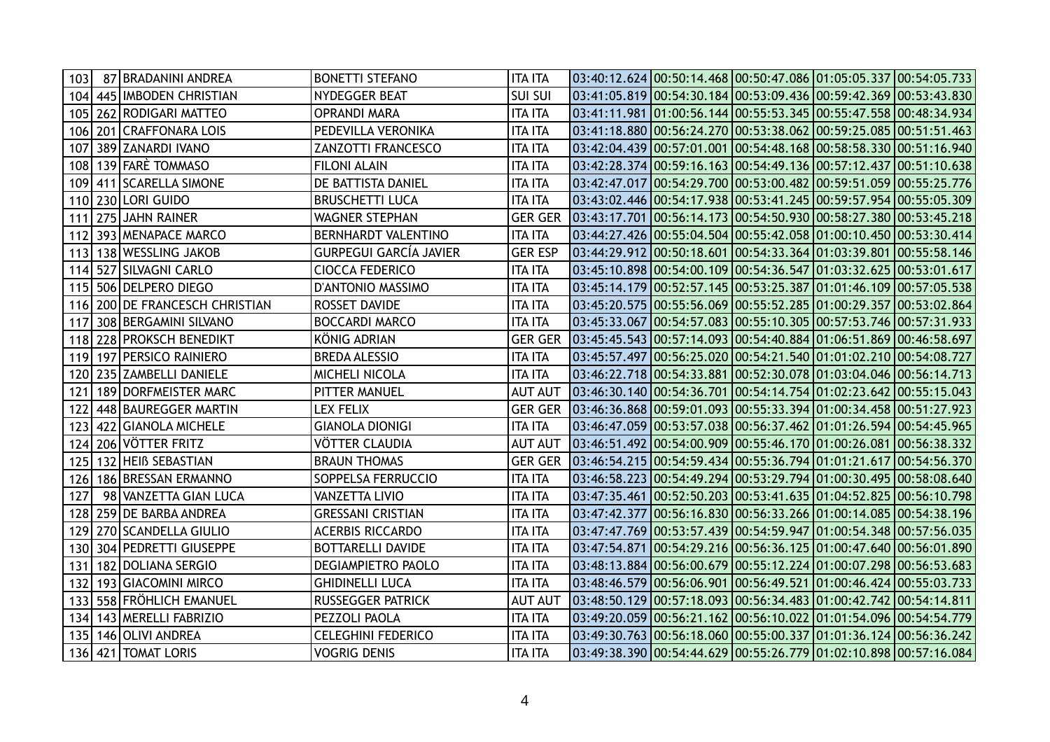| 103 | 87 | BRADANINI ANDREA | BONETTI STEFANO | ITA ITA | 03:40:12.624 | 00:50:14.468 | 00:50:47.086 | 01:05:05.337 | 00:54:05.733 |
|---|---|---|---|---|---|---|---|---|---|
| 104 | 445 | IMBODEN CHRISTIAN | NYDEGGER BEAT | SUI SUI | 03:41:05.819 | 00:54:30.184 | 00:53:09.436 | 00:59:42.369 | 00:53:43.830 |
| 105 | 262 | RODIGARI MATTEO | OPRANDI MARA | ITA ITA | 03:41:11.981 | 01:00:56.144 | 00:55:53.345 | 00:55:47.558 | 00:48:34.934 |
| 106 | 201 | CRAFFONARA LOIS | PEDEVILLA VERONIKA | ITA ITA | 03:41:18.880 | 00:56:24.270 | 00:53:38.062 | 00:59:25.085 | 00:51:51.463 |
| 107 | 389 | ZANARDI IVANO | ZANZOTTI FRANCESCO | ITA ITA | 03:42:04.439 | 00:57:01.001 | 00:54:48.168 | 00:58:58.330 | 00:51:16.940 |
| 108 | 139 | FARÈ TOMMASO | FILONI ALAIN | ITA ITA | 03:42:28.374 | 00:59:16.163 | 00:54:49.136 | 00:57:12.437 | 00:51:10.638 |
| 109 | 411 | SCARELLA SIMONE | DE BATTISTA DANIEL | ITA ITA | 03:42:47.017 | 00:54:29.700 | 00:53:00.482 | 00:59:51.059 | 00:55:25.776 |
| 110 | 230 | LORI GUIDO | BRUSCHETTI LUCA | ITA ITA | 03:43:02.446 | 00:54:17.938 | 00:53:41.245 | 00:59:57.954 | 00:55:05.309 |
| 111 | 275 | JAHN RAINER | WAGNER STEPHAN | GER GER | 03:43:17.701 | 00:56:14.173 | 00:54:50.930 | 00:58:27.380 | 00:53:45.218 |
| 112 | 393 | MENAPACE MARCO | BERNHARDT VALENTINO | ITA ITA | 03:44:27.426 | 00:55:04.504 | 00:55:42.058 | 01:00:10.450 | 00:53:30.414 |
| 113 | 138 | WESSLING JAKOB | GURPEGUI GARCÍA JAVIER | GER ESP | 03:44:29.912 | 00:50:18.601 | 00:54:33.364 | 01:03:39.801 | 00:55:58.146 |
| 114 | 527 | SILVAGNI CARLO | CIOCCA FEDERICO | ITA ITA | 03:45:10.898 | 00:54:00.109 | 00:54:36.547 | 01:03:32.625 | 00:53:01.617 |
| 115 | 506 | DELPERO DIEGO | D'ANTONIO MASSIMO | ITA ITA | 03:45:14.179 | 00:52:57.145 | 00:53:25.387 | 01:01:46.109 | 00:57:05.538 |
| 116 | 200 | DE FRANCESCH CHRISTIAN | ROSSET DAVIDE | ITA ITA | 03:45:20.575 | 00:55:56.069 | 00:55:52.285 | 01:00:29.357 | 00:53:02.864 |
| 117 | 308 | BERGAMINI SILVANO | BOCCARDI MARCO | ITA ITA | 03:45:33.067 | 00:54:57.083 | 00:55:10.305 | 00:57:53.746 | 00:57:31.933 |
| 118 | 228 | PROKSCH BENEDIKT | KÖNIG ADRIAN | GER GER | 03:45:45.543 | 00:57:14.093 | 00:54:40.884 | 01:06:51.869 | 00:46:58.697 |
| 119 | 197 | PERSICO RAINIERO | BREDA ALESSIO | ITA ITA | 03:45:57.497 | 00:56:25.020 | 00:54:21.540 | 01:01:02.210 | 00:54:08.727 |
| 120 | 235 | ZAMBELLI DANIELE | MICHELI NICOLA | ITA ITA | 03:46:22.718 | 00:54:33.881 | 00:52:30.078 | 01:03:04.046 | 00:56:14.713 |
| 121 | 189 | DORFMEISTER MARC | PITTER MANUEL | AUT AUT | 03:46:30.140 | 00:54:36.701 | 00:54:14.754 | 01:02:23.642 | 00:55:15.043 |
| 122 | 448 | BAUREGGER MARTIN | LEX FELIX | GER GER | 03:46:36.868 | 00:59:01.093 | 00:55:33.394 | 01:00:34.458 | 00:51:27.923 |
| 123 | 422 | GIANOLA MICHELE | GIANOLA DIONIGI | ITA ITA | 03:46:47.059 | 00:53:57.038 | 00:56:37.462 | 01:01:26.594 | 00:54:45.965 |
| 124 | 206 | VÖTTER FRITZ | VÖTTER CLAUDIA | AUT AUT | 03:46:51.492 | 00:54:00.909 | 00:55:46.170 | 01:00:26.081 | 00:56:38.332 |
| 125 | 132 | HEIß SEBASTIAN | BRAUN THOMAS | GER GER | 03:46:54.215 | 00:54:59.434 | 00:55:36.794 | 01:01:21.617 | 00:54:56.370 |
| 126 | 186 | BRESSAN ERMANNO | SOPPELSA FERRUCCIO | ITA ITA | 03:46:58.223 | 00:54:49.294 | 00:53:29.794 | 01:00:30.495 | 00:58:08.640 |
| 127 | 98 | VANZETTA GIAN LUCA | VANZETTA LIVIO | ITA ITA | 03:47:35.461 | 00:52:50.203 | 00:53:41.635 | 01:04:52.825 | 00:56:10.798 |
| 128 | 259 | DE BARBA ANDREA | GRESSANI CRISTIAN | ITA ITA | 03:47:42.377 | 00:56:16.830 | 00:56:33.266 | 01:00:14.085 | 00:54:38.196 |
| 129 | 270 | SCANDELLA GIULIO | ACERBIS RICCARDO | ITA ITA | 03:47:47.769 | 00:53:57.439 | 00:54:59.947 | 01:00:54.348 | 00:57:56.035 |
| 130 | 304 | PEDRETTI GIUSEPPE | BOTTARELLI DAVIDE | ITA ITA | 03:47:54.871 | 00:54:29.216 | 00:56:36.125 | 01:00:47.640 | 00:56:01.890 |
| 131 | 182 | DOLIANA SERGIO | DEGIAMPIETRO PAOLO | ITA ITA | 03:48:13.884 | 00:56:00.679 | 00:55:12.224 | 01:00:07.298 | 00:56:53.683 |
| 132 | 193 | GIACOMINI MIRCO | GHIDINELLI LUCA | ITA ITA | 03:48:46.579 | 00:56:06.901 | 00:56:49.521 | 01:00:46.424 | 00:55:03.733 |
| 133 | 558 | FRÖHLICH EMANUEL | RUSSEGGER PATRICK | AUT AUT | 03:48:50.129 | 00:57:18.093 | 00:56:34.483 | 01:00:42.742 | 00:54:14.811 |
| 134 | 143 | MERELLI FABRIZIO | PEZZOLI PAOLA | ITA ITA | 03:49:20.059 | 00:56:21.162 | 00:56:10.022 | 01:01:54.096 | 00:54:54.779 |
| 135 | 146 | OLIVI ANDREA | CELEGHINI FEDERICO | ITA ITA | 03:49:30.763 | 00:56:18.060 | 00:55:00.337 | 01:01:36.124 | 00:56:36.242 |
| 136 | 421 | TOMAT LORIS | VOGRIG DENIS | ITA ITA | 03:49:38.390 | 00:54:44.629 | 00:55:26.779 | 01:02:10.898 | 00:57:16.084 |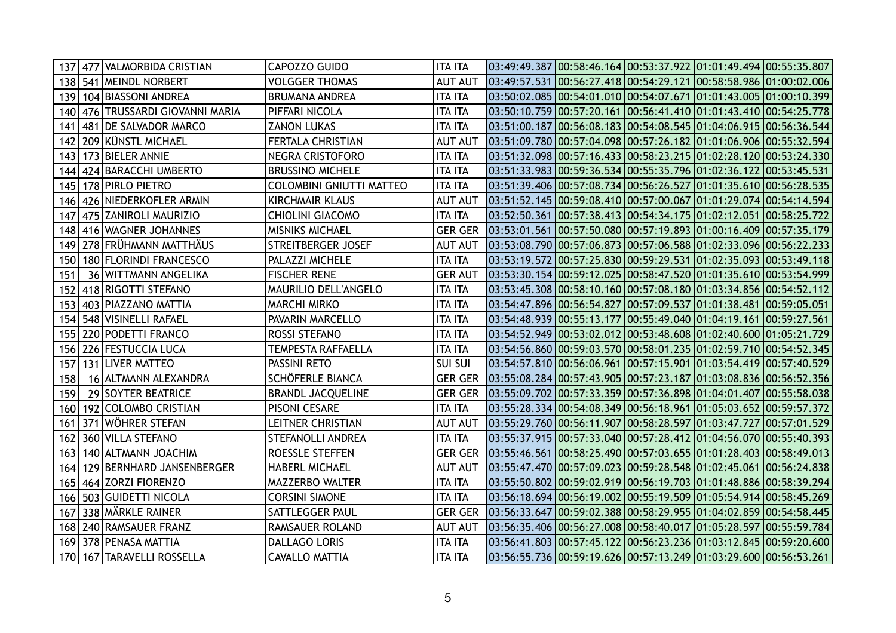| | | | | | | | | | |
|---|---|---|---|---|---|---|---|---|---|
| 137 | 477 | VALMORBIDA CRISTIAN | CAPOZZO GUIDO | ITA ITA | 03:49:49.387 | 00:58:46.164 | 00:53:37.922 | 01:01:49.494 | 00:55:35.807 |
| 138 | 541 | MEINDL NORBERT | VOLGGER THOMAS | AUT AUT | 03:49:57.531 | 00:56:27.418 | 00:54:29.121 | 00:58:58.986 | 01:00:02.006 |
| 139 | 104 | BIASSONI ANDREA | BRUMANA ANDREA | ITA ITA | 03:50:02.085 | 00:54:01.010 | 00:54:07.671 | 01:01:43.005 | 01:00:10.399 |
| 140 | 476 | TRUSSARDI GIOVANNI MARIA | PIFFARI NICOLA | ITA ITA | 03:50:10.759 | 00:57:20.161 | 00:56:41.410 | 01:01:43.410 | 00:54:25.778 |
| 141 | 481 | DE SALVADOR MARCO | ZANON LUKAS | ITA ITA | 03:51:00.187 | 00:56:08.183 | 00:54:08.545 | 01:04:06.915 | 00:56:36.544 |
| 142 | 209 | KÜNSTL MICHAEL | FERTALA CHRISTIAN | AUT AUT | 03:51:09.780 | 00:57:04.098 | 00:57:26.182 | 01:01:06.906 | 00:55:32.594 |
| 143 | 173 | BIELER ANNIE | NEGRA CRISTOFORO | ITA ITA | 03:51:32.098 | 00:57:16.433 | 00:58:23.215 | 01:02:28.120 | 00:53:24.330 |
| 144 | 424 | BARACCHI UMBERTO | BRUSSINO MICHELE | ITA ITA | 03:51:33.983 | 00:59:36.534 | 00:55:35.796 | 01:02:36.122 | 00:53:45.531 |
| 145 | 178 | PIRLO PIETRO | COLOMBINI GNIUTTI MATTEO | ITA ITA | 03:51:39.406 | 00:57:08.734 | 00:56:26.527 | 01:01:35.610 | 00:56:28.535 |
| 146 | 426 | NIEDERKOFLER ARMIN | KIRCHMAIR KLAUS | AUT AUT | 03:51:52.145 | 00:59:08.410 | 00:57:00.067 | 01:01:29.074 | 00:54:14.594 |
| 147 | 475 | ZANIROLI MAURIZIO | CHIOLINI GIACOMO | ITA ITA | 03:52:50.361 | 00:57:38.413 | 00:54:34.175 | 01:02:12.051 | 00:58:25.722 |
| 148 | 416 | WAGNER JOHANNES | MISNIKS MICHAEL | GER GER | 03:53:01.561 | 00:57:50.080 | 00:57:19.893 | 01:00:16.409 | 00:57:35.179 |
| 149 | 278 | FRÜHMANN MATTHÄUS | STREITBERGER JOSEF | AUT AUT | 03:53:08.790 | 00:57:06.873 | 00:57:06.588 | 01:02:33.096 | 00:56:22.233 |
| 150 | 180 | FLORINDI FRANCESCO | PALAZZI MICHELE | ITA ITA | 03:53:19.572 | 00:57:25.830 | 00:59:29.531 | 01:02:35.093 | 00:53:49.118 |
| 151 | 36 | WITTMANN ANGELIKA | FISCHER RENE | GER AUT | 03:53:30.154 | 00:59:12.025 | 00:58:47.520 | 01:01:35.610 | 00:53:54.999 |
| 152 | 418 | RIGOTTI STEFANO | MAURILIO DELL'ANGELO | ITA ITA | 03:53:45.308 | 00:58:10.160 | 00:57:08.180 | 01:03:34.856 | 00:54:52.112 |
| 153 | 403 | PIAZZANO MATTIA | MARCHI MIRKO | ITA ITA | 03:54:47.896 | 00:56:54.827 | 00:57:09.537 | 01:01:38.481 | 00:59:05.051 |
| 154 | 548 | VISINELLI RAFAEL | PAVARIN MARCELLO | ITA ITA | 03:54:48.939 | 00:55:13.177 | 00:55:49.040 | 01:04:19.161 | 00:59:27.561 |
| 155 | 220 | PODETTI FRANCO | ROSSI STEFANO | ITA ITA | 03:54:52.949 | 00:53:02.012 | 00:53:48.608 | 01:02:40.600 | 01:05:21.729 |
| 156 | 226 | FESTUCCIA LUCA | TEMPESTA RAFFAELLA | ITA ITA | 03:54:56.860 | 00:59:03.570 | 00:58:01.235 | 01:02:59.710 | 00:54:52.345 |
| 157 | 131 | LIVER MATTEO | PASSINI RETO | SUI SUI | 03:54:57.810 | 00:56:06.961 | 00:57:15.901 | 01:03:54.419 | 00:57:40.529 |
| 158 | 16 | ALTMANN ALEXANDRA | SCHÖFERLE BIANCA | GER GER | 03:55:08.284 | 00:57:43.905 | 00:57:23.187 | 01:03:08.836 | 00:56:52.356 |
| 159 | 29 | SOYTER BEATRICE | BRANDL JACQUELINE | GER GER | 03:55:09.702 | 00:57:33.359 | 00:57:36.898 | 01:04:01.407 | 00:55:58.038 |
| 160 | 192 | COLOMBO CRISTIAN | PISONI CESARE | ITA ITA | 03:55:28.334 | 00:54:08.349 | 00:56:18.961 | 01:05:03.652 | 00:59:57.372 |
| 161 | 371 | WÖHRER STEFAN | LEITNER CHRISTIAN | AUT AUT | 03:55:29.760 | 00:56:11.907 | 00:58:28.597 | 01:03:47.727 | 00:57:01.529 |
| 162 | 360 | VILLA STEFANO | STEFANOLLI ANDREA | ITA ITA | 03:55:37.915 | 00:57:33.040 | 00:57:28.412 | 01:04:56.070 | 00:55:40.393 |
| 163 | 140 | ALTMANN JOACHIM | ROESSLE STEFFEN | GER GER | 03:55:46.561 | 00:58:25.490 | 00:57:03.655 | 01:01:28.403 | 00:58:49.013 |
| 164 | 129 | BERNHARD JANSENBERGER | HABERL MICHAEL | AUT AUT | 03:55:47.470 | 00:57:09.023 | 00:59:28.548 | 01:02:45.061 | 00:56:24.838 |
| 165 | 464 | ZORZI FIORENZO | MAZZERBO WALTER | ITA ITA | 03:55:50.802 | 00:59:02.919 | 00:56:19.703 | 01:01:48.886 | 00:58:39.294 |
| 166 | 503 | GUIDETTI NICOLA | CORSINI SIMONE | ITA ITA | 03:56:18.694 | 00:56:19.002 | 00:55:19.509 | 01:05:54.914 | 00:58:45.269 |
| 167 | 338 | MÄRKLE RAINER | SATTLEGGER PAUL | GER GER | 03:56:33.647 | 00:59:02.388 | 00:58:29.955 | 01:04:02.859 | 00:54:58.445 |
| 168 | 240 | RAMSAUER FRANZ | RAMSAUER ROLAND | AUT AUT | 03:56:35.406 | 00:56:27.008 | 00:58:40.017 | 01:05:28.597 | 00:55:59.784 |
| 169 | 378 | PENASA MATTIA | DALLAGO LORIS | ITA ITA | 03:56:41.803 | 00:57:45.122 | 00:56:23.236 | 01:03:12.845 | 00:59:20.600 |
| 170 | 167 | TARAVELLI ROSSELLA | CAVALLO MATTIA | ITA ITA | 03:56:55.736 | 00:59:19.626 | 00:57:13.249 | 01:03:29.600 | 00:56:53.261 |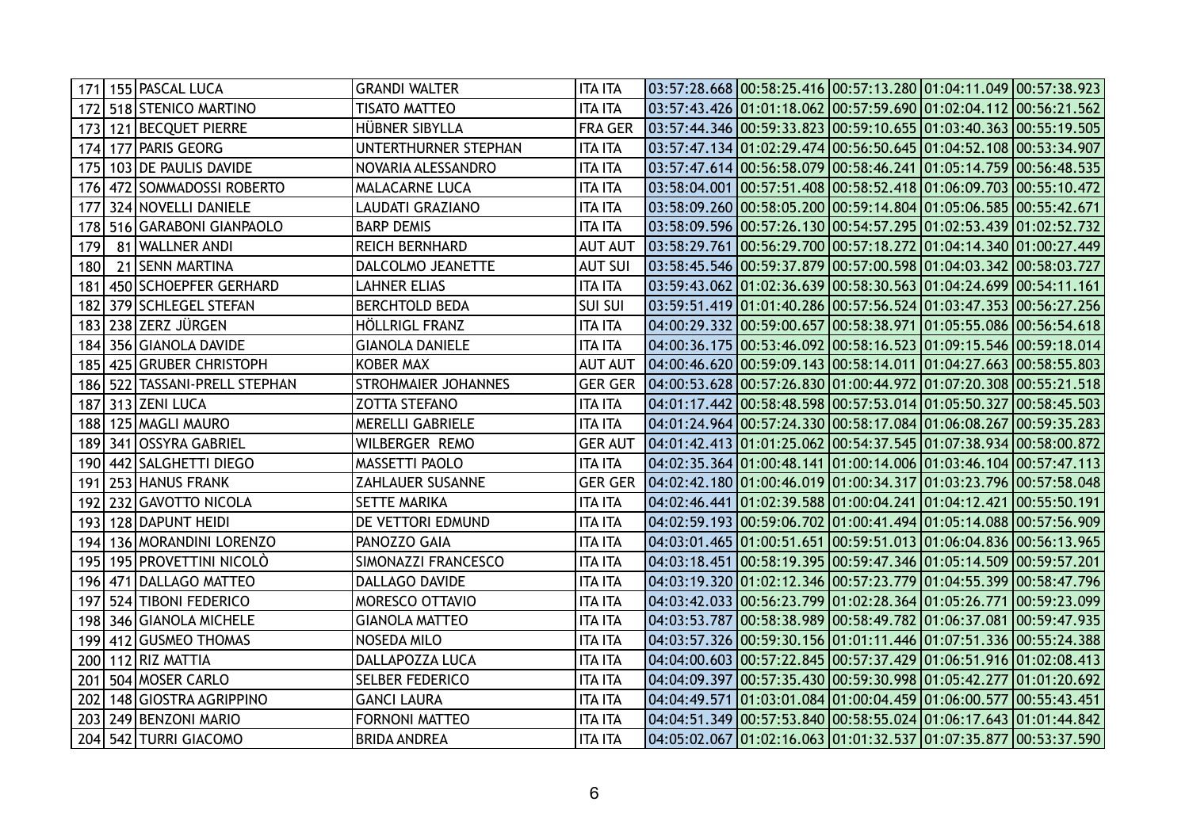| | | | | | | | | | |
|---|---|---|---|---|---|---|---|---|---|
| 171 | 155 | PASCAL LUCA | GRANDI WALTER | ITA ITA | 03:57:28.668 | 00:58:25.416 | 00:57:13.280 | 01:04:11.049 | 00:57:38.923 |
| 172 | 518 | STENICO MARTINO | TISATO MATTEO | ITA ITA | 03:57:43.426 | 01:01:18.062 | 00:57:59.690 | 01:02:04.112 | 00:56:21.562 |
| 173 | 121 | BECQUET PIERRE | HÜBNER SIBYLLA | FRA GER | 03:57:44.346 | 00:59:33.823 | 00:59:10.655 | 01:03:40.363 | 00:55:19.505 |
| 174 | 177 | PARIS GEORG | UNTERTHURNER STEPHAN | ITA ITA | 03:57:47.134 | 01:02:29.474 | 00:56:50.645 | 01:04:52.108 | 00:53:34.907 |
| 175 | 103 | DE PAULIS DAVIDE | NOVARIA ALESSANDRO | ITA ITA | 03:57:47.614 | 00:56:58.079 | 00:58:46.241 | 01:05:14.759 | 00:56:48.535 |
| 176 | 472 | SOMMADOSSI ROBERTO | MALACARNE LUCA | ITA ITA | 03:58:04.001 | 00:57:51.408 | 00:58:52.418 | 01:06:09.703 | 00:55:10.472 |
| 177 | 324 | NOVELLI DANIELE | LAUDATI GRAZIANO | ITA ITA | 03:58:09.260 | 00:58:05.200 | 00:59:14.804 | 01:05:06.585 | 00:55:42.671 |
| 178 | 516 | GARABONI GIANPAOLO | BARP DEMIS | ITA ITA | 03:58:09.596 | 00:57:26.130 | 00:54:57.295 | 01:02:53.439 | 01:02:52.732 |
| 179 | 81 | WALLNER ANDI | REICH BERNHARD | AUT AUT | 03:58:29.761 | 00:56:29.700 | 00:57:18.272 | 01:04:14.340 | 01:00:27.449 |
| 180 | 21 | SENN MARTINA | DALCOLMO JEANETTE | AUT SUI | 03:58:45.546 | 00:59:37.879 | 00:57:00.598 | 01:04:03.342 | 00:58:03.727 |
| 181 | 450 | SCHOEPFER GERHARD | LAHNER ELIAS | ITA ITA | 03:59:43.062 | 01:02:36.639 | 00:58:30.563 | 01:04:24.699 | 00:54:11.161 |
| 182 | 379 | SCHLEGEL STEFAN | BERCHTOLD BEDA | SUI SUI | 03:59:51.419 | 01:01:40.286 | 00:57:56.524 | 01:03:47.353 | 00:56:27.256 |
| 183 | 238 | ZERZ JÜRGEN | HÖLLRIGL FRANZ | ITA ITA | 04:00:29.332 | 00:59:00.657 | 00:58:38.971 | 01:05:55.086 | 00:56:54.618 |
| 184 | 356 | GIANOLA DAVIDE | GIANOLA DANIELE | ITA ITA | 04:00:36.175 | 00:53:46.092 | 00:58:16.523 | 01:09:15.546 | 00:59:18.014 |
| 185 | 425 | GRUBER CHRISTOPH | KOBER MAX | AUT AUT | 04:00:46.620 | 00:59:09.143 | 00:58:14.011 | 01:04:27.663 | 00:58:55.803 |
| 186 | 522 | TASSANI-PRELL STEPHAN | STROHMAIER JOHANNES | GER GER | 04:00:53.628 | 00:57:26.830 | 01:00:44.972 | 01:07:20.308 | 00:55:21.518 |
| 187 | 313 | ZENI LUCA | ZOTTA STEFANO | ITA ITA | 04:01:17.442 | 00:58:48.598 | 00:57:53.014 | 01:05:50.327 | 00:58:45.503 |
| 188 | 125 | MAGLI MAURO | MERELLI GABRIELE | ITA ITA | 04:01:24.964 | 00:57:24.330 | 00:58:17.084 | 01:06:08.267 | 00:59:35.283 |
| 189 | 341 | OSSYRA GABRIEL | WILBERGER REMO | GER AUT | 04:01:42.413 | 01:01:25.062 | 00:54:37.545 | 01:07:38.934 | 00:58:00.872 |
| 190 | 442 | SALGHETTI DIEGO | MASSETTI PAOLO | ITA ITA | 04:02:35.364 | 01:00:48.141 | 01:00:14.006 | 01:03:46.104 | 00:57:47.113 |
| 191 | 253 | HANUS FRANK | ZAHLAUER SUSANNE | GER GER | 04:02:42.180 | 01:00:46.019 | 01:00:34.317 | 01:03:23.796 | 00:57:58.048 |
| 192 | 232 | GAVOTTO NICOLA | SETTE MARIKA | ITA ITA | 04:02:46.441 | 01:02:39.588 | 01:00:04.241 | 01:04:12.421 | 00:55:50.191 |
| 193 | 128 | DAPUNT HEIDI | DE VETTORI EDMUND | ITA ITA | 04:02:59.193 | 00:59:06.702 | 01:00:41.494 | 01:05:14.088 | 00:57:56.909 |
| 194 | 136 | MORANDINI LORENZO | PANOZZO GAIA | ITA ITA | 04:03:01.465 | 01:00:51.651 | 00:59:51.013 | 01:06:04.836 | 00:56:13.965 |
| 195 | 195 | PROVETTINI NICOLÒ | SIMONAZZI FRANCESCO | ITA ITA | 04:03:18.451 | 00:58:19.395 | 00:59:47.346 | 01:05:14.509 | 00:59:57.201 |
| 196 | 471 | DALLAGO MATTEO | DALLAGO DAVIDE | ITA ITA | 04:03:19.320 | 01:02:12.346 | 00:57:23.779 | 01:04:55.399 | 00:58:47.796 |
| 197 | 524 | TIBONI FEDERICO | MORESCO OTTAVIO | ITA ITA | 04:03:42.033 | 00:56:23.799 | 01:02:28.364 | 01:05:26.771 | 00:59:23.099 |
| 198 | 346 | GIANOLA MICHELE | GIANOLA MATTEO | ITA ITA | 04:03:53.787 | 00:58:38.989 | 00:58:49.782 | 01:06:37.081 | 00:59:47.935 |
| 199 | 412 | GUSMEO THOMAS | NOSEDA MILO | ITA ITA | 04:03:57.326 | 00:59:30.156 | 01:01:11.446 | 01:07:51.336 | 00:55:24.388 |
| 200 | 112 | RIZ MATTIA | DALLAPOZZA LUCA | ITA ITA | 04:04:00.603 | 00:57:22.845 | 00:57:37.429 | 01:06:51.916 | 01:02:08.413 |
| 201 | 504 | MOSER CARLO | SELBER FEDERICO | ITA ITA | 04:04:09.397 | 00:57:35.430 | 00:59:30.998 | 01:05:42.277 | 01:01:20.692 |
| 202 | 148 | GIOSTRA AGRIPPINO | GANCI LAURA | ITA ITA | 04:04:49.571 | 01:03:01.084 | 01:00:04.459 | 01:06:00.577 | 00:55:43.451 |
| 203 | 249 | BENZONI MARIO | FORNONI MATTEO | ITA ITA | 04:04:51.349 | 00:57:53.840 | 00:58:55.024 | 01:06:17.643 | 01:01:44.842 |
| 204 | 542 | TURRI GIACOMO | BRIDA ANDREA | ITA ITA | 04:05:02.067 | 01:02:16.063 | 01:01:32.537 | 01:07:35.877 | 00:53:37.590 |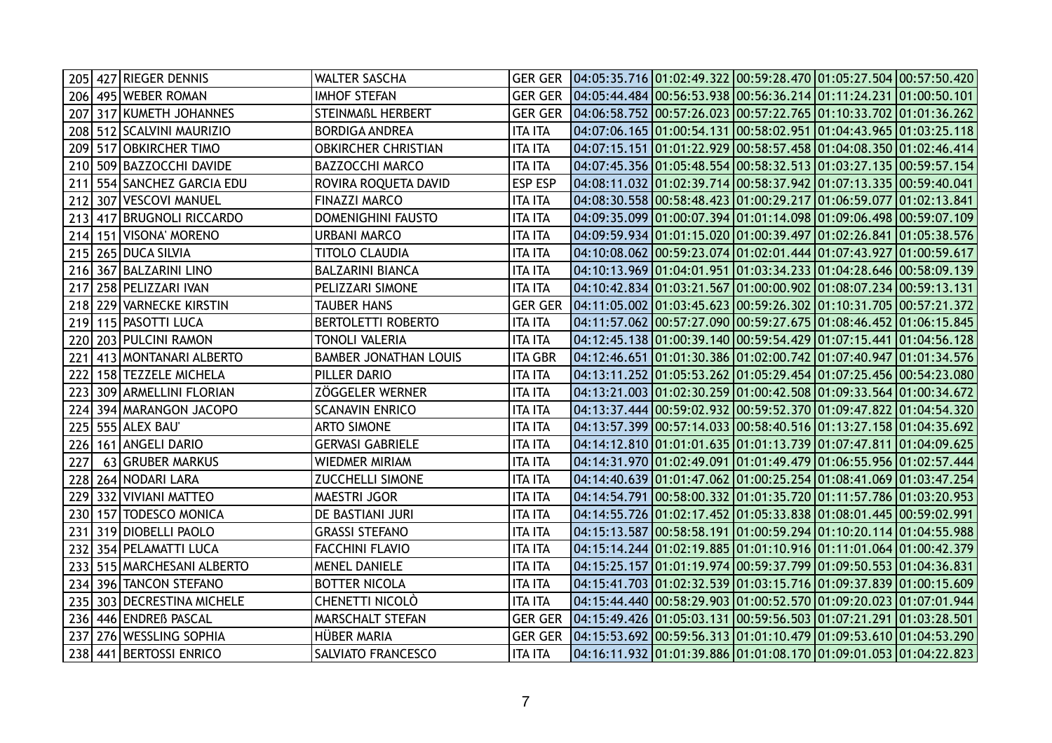| | | | | | | | | | |
|---|---|---|---|---|---|---|---|---|---|
| 205 | 427 | RIEGER DENNIS | WALTER SASCHA | GER GER | 04:05:35.716 | 01:02:49.322 | 00:59:28.470 | 01:05:27.504 | 00:57:50.420 |
| 206 | 495 | WEBER ROMAN | IMHOF STEFAN | GER GER | 04:05:44.484 | 00:56:53.938 | 00:56:36.214 | 01:11:24.231 | 01:00:50.101 |
| 207 | 317 | KUMETH JOHANNES | STEINMAßL HERBERT | GER GER | 04:06:58.752 | 00:57:26.023 | 00:57:22.765 | 01:10:33.702 | 01:01:36.262 |
| 208 | 512 | SCALVINI MAURIZIO | BORDIGA ANDREA | ITA ITA | 04:07:06.165 | 01:00:54.131 | 00:58:02.951 | 01:04:43.965 | 01:03:25.118 |
| 209 | 517 | OBKIRCHER TIMO | OBKIRCHER CHRISTIAN | ITA ITA | 04:07:15.151 | 01:01:22.929 | 00:58:57.458 | 01:04:08.350 | 01:02:46.414 |
| 210 | 509 | BAZZOCCHI DAVIDE | BAZZOCCHI MARCO | ITA ITA | 04:07:45.356 | 01:05:48.554 | 00:58:32.513 | 01:03:27.135 | 00:59:57.154 |
| 211 | 554 | SANCHEZ GARCIA EDU | ROVIRA ROQUETA DAVID | ESP ESP | 04:08:11.032 | 01:02:39.714 | 00:58:37.942 | 01:07:13.335 | 00:59:40.041 |
| 212 | 307 | VESCOVI MANUEL | FINAZZI MARCO | ITA ITA | 04:08:30.558 | 00:58:48.423 | 01:00:29.217 | 01:06:59.077 | 01:02:13.841 |
| 213 | 417 | BRUGNOLI RICCARDO | DOMENIGHINI FAUSTO | ITA ITA | 04:09:35.099 | 01:00:07.394 | 01:01:14.098 | 01:09:06.498 | 00:59:07.109 |
| 214 | 151 | VISONA' MORENO | URBANI MARCO | ITA ITA | 04:09:59.934 | 01:01:15.020 | 01:00:39.497 | 01:02:26.841 | 01:05:38.576 |
| 215 | 265 | DUCA SILVIA | TITOLO CLAUDIA | ITA ITA | 04:10:08.062 | 00:59:23.074 | 01:02:01.444 | 01:07:43.927 | 01:00:59.617 |
| 216 | 367 | BALZARINI LINO | BALZARINI BIANCA | ITA ITA | 04:10:13.969 | 01:04:01.951 | 01:03:34.233 | 01:04:28.646 | 00:58:09.139 |
| 217 | 258 | PELIZZARI IVAN | PELIZZARI SIMONE | ITA ITA | 04:10:42.834 | 01:03:21.567 | 01:00:00.902 | 01:08:07.234 | 00:59:13.131 |
| 218 | 229 | VARNECKE KIRSTIN | TAUBER HANS | GER GER | 04:11:05.002 | 01:03:45.623 | 00:59:26.302 | 01:10:31.705 | 00:57:21.372 |
| 219 | 115 | PASOTTI LUCA | BERTOLETTI ROBERTO | ITA ITA | 04:11:57.062 | 00:57:27.090 | 00:59:27.675 | 01:08:46.452 | 01:06:15.845 |
| 220 | 203 | PULCINI RAMON | TONOLI VALERIA | ITA ITA | 04:12:45.138 | 01:00:39.140 | 00:59:54.429 | 01:07:15.441 | 01:04:56.128 |
| 221 | 413 | MONTANARI ALBERTO | BAMBER JONATHAN LOUIS | ITA GBR | 04:12:46.651 | 01:01:30.386 | 01:02:00.742 | 01:07:40.947 | 01:01:34.576 |
| 222 | 158 | TEZZELE MICHELA | PILLER DARIO | ITA ITA | 04:13:11.252 | 01:05:53.262 | 01:05:29.454 | 01:07:25.456 | 00:54:23.080 |
| 223 | 309 | ARMELLINI FLORIAN | ZÖGGELER WERNER | ITA ITA | 04:13:21.003 | 01:02:30.259 | 01:00:42.508 | 01:09:33.564 | 01:00:34.672 |
| 224 | 394 | MARANGON JACOPO | SCANAVIN ENRICO | ITA ITA | 04:13:37.444 | 00:59:02.932 | 00:59:52.370 | 01:09:47.822 | 01:04:54.320 |
| 225 | 555 | ALEX BAU' | ARTO SIMONE | ITA ITA | 04:13:57.399 | 00:57:14.033 | 00:58:40.516 | 01:13:27.158 | 01:04:35.692 |
| 226 | 161 | ANGELI DARIO | GERVASI GABRIELE | ITA ITA | 04:14:12.810 | 01:01:01.635 | 01:01:13.739 | 01:07:47.811 | 01:04:09.625 |
| 227 | 63 | GRUBER MARKUS | WIEDMER MIRIAM | ITA ITA | 04:14:31.970 | 01:02:49.091 | 01:01:49.479 | 01:06:55.956 | 01:02:57.444 |
| 228 | 264 | NODARI LARA | ZUCCHELLI SIMONE | ITA ITA | 04:14:40.639 | 01:01:47.062 | 01:00:25.254 | 01:08:41.069 | 01:03:47.254 |
| 229 | 332 | VIVIANI MATTEO | MAESTRI JGOR | ITA ITA | 04:14:54.791 | 00:58:00.332 | 01:01:35.720 | 01:11:57.786 | 01:03:20.953 |
| 230 | 157 | TODESCO MONICA | DE BASTIANI JURI | ITA ITA | 04:14:55.726 | 01:02:17.452 | 01:05:33.838 | 01:08:01.445 | 00:59:02.991 |
| 231 | 319 | DIOBELLI PAOLO | GRASSI STEFANO | ITA ITA | 04:15:13.587 | 00:58:58.191 | 01:00:59.294 | 01:10:20.114 | 01:04:55.988 |
| 232 | 354 | PELAMATTI LUCA | FACCHINI FLAVIO | ITA ITA | 04:15:14.244 | 01:02:19.885 | 01:01:10.916 | 01:11:01.064 | 01:00:42.379 |
| 233 | 515 | MARCHESANI ALBERTO | MENEL DANIELE | ITA ITA | 04:15:25.157 | 01:01:19.974 | 00:59:37.799 | 01:09:50.553 | 01:04:36.831 |
| 234 | 396 | TANCON STEFANO | BOTTER NICOLA | ITA ITA | 04:15:41.703 | 01:02:32.539 | 01:03:15.716 | 01:09:37.839 | 01:00:15.609 |
| 235 | 303 | DECRESTINA MICHELE | CHENETTI NICOLÒ | ITA ITA | 04:15:44.440 | 00:58:29.903 | 01:00:52.570 | 01:09:20.023 | 01:07:01.944 |
| 236 | 446 | ENDREß PASCAL | MARSCHALT STEFAN | GER GER | 04:15:49.426 | 01:05:03.131 | 00:59:56.503 | 01:07:21.291 | 01:03:28.501 |
| 237 | 276 | WESSLING SOPHIA | HÜBER MARIA | GER GER | 04:15:53.692 | 00:59:56.313 | 01:01:10.479 | 01:09:53.610 | 01:04:53.290 |
| 238 | 441 | BERTOSSI ENRICO | SALVIATO FRANCESCO | ITA ITA | 04:16:11.932 | 01:01:39.886 | 01:01:08.170 | 01:09:01.053 | 01:04:22.823 |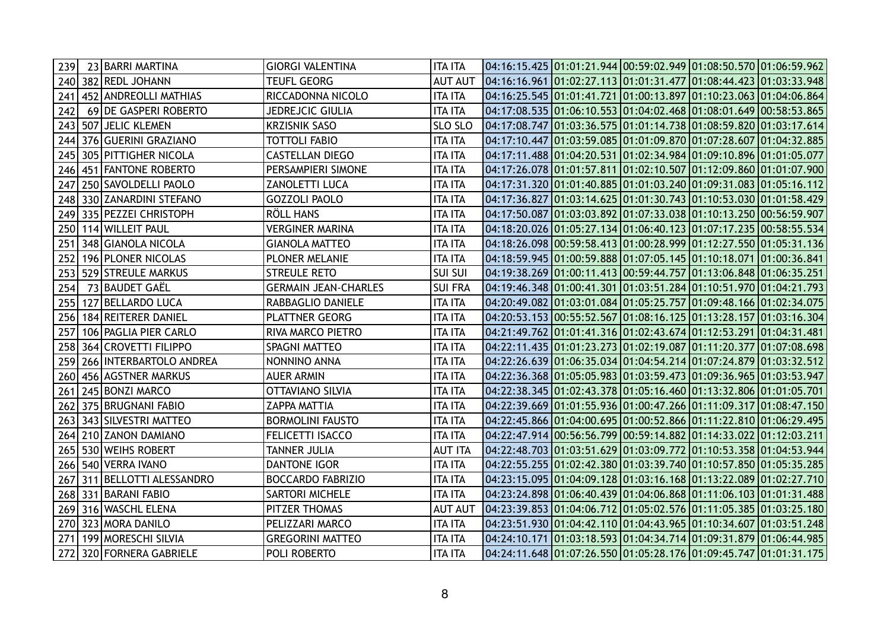| | | | | | | | | | |
|---|---|---|---|---|---|---|---|---|---|
| 239 | 23 | BARRI MARTINA | GIORGI VALENTINA | ITA ITA | 04:16:15.425 | 01:01:21.944 | 00:59:02.949 | 01:08:50.570 | 01:06:59.962 |
| 240 | 382 | REDL JOHANN | TEUFL GEORG | AUT AUT | 04:16:16.961 | 01:02:27.113 | 01:01:31.477 | 01:08:44.423 | 01:03:33.948 |
| 241 | 452 | ANDREOLLI MATHIAS | RICCADONNA NICOLO | ITA ITA | 04:16:25.545 | 01:01:41.721 | 01:00:13.897 | 01:10:23.063 | 01:04:06.864 |
| 242 | 69 | DE GASPERI ROBERTO | JEDREJCIC GIULIA | ITA ITA | 04:17:08.535 | 01:06:10.553 | 01:04:02.468 | 01:08:01.649 | 00:58:53.865 |
| 243 | 507 | JELIC KLEMEN | KRZISNIK SASO | SLO SLO | 04:17:08.747 | 01:03:36.575 | 01:01:14.738 | 01:08:59.820 | 01:03:17.614 |
| 244 | 376 | GUERINI GRAZIANO | TOTTOLI FABIO | ITA ITA | 04:17:10.447 | 01:03:59.085 | 01:01:09.870 | 01:07:28.607 | 01:04:32.885 |
| 245 | 305 | PITTIGHER NICOLA | CASTELLAN DIEGO | ITA ITA | 04:17:11.488 | 01:04:20.531 | 01:02:34.984 | 01:09:10.896 | 01:01:05.077 |
| 246 | 451 | FANTONE ROBERTO | PERSAMPIERI SIMONE | ITA ITA | 04:17:26.078 | 01:01:57.811 | 01:02:10.507 | 01:12:09.860 | 01:01:07.900 |
| 247 | 250 | SAVOLDELLI PAOLO | ZANOLETTI LUCA | ITA ITA | 04:17:31.320 | 01:01:40.885 | 01:01:03.240 | 01:09:31.083 | 01:05:16.112 |
| 248 | 330 | ZANARDINI STEFANO | GOZZOLI PAOLO | ITA ITA | 04:17:36.827 | 01:03:14.625 | 01:01:30.743 | 01:10:53.030 | 01:01:58.429 |
| 249 | 335 | PEZZEI CHRISTOPH | RÖLL HANS | ITA ITA | 04:17:50.087 | 01:03:03.892 | 01:07:33.038 | 01:10:13.250 | 00:56:59.907 |
| 250 | 114 | WILLEIT PAUL | VERGINER MARINA | ITA ITA | 04:18:20.026 | 01:05:27.134 | 01:06:40.123 | 01:07:17.235 | 00:58:55.534 |
| 251 | 348 | GIANOLA NICOLA | GIANOLA MATTEO | ITA ITA | 04:18:26.098 | 00:59:58.413 | 01:00:28.999 | 01:12:27.550 | 01:05:31.136 |
| 252 | 196 | PLONER NICOLAS | PLONER MELANIE | ITA ITA | 04:18:59.945 | 01:00:59.888 | 01:07:05.145 | 01:10:18.071 | 01:00:36.841 |
| 253 | 529 | STREULE MARKUS | STREULE RETO | SUI SUI | 04:19:38.269 | 01:00:11.413 | 00:59:44.757 | 01:13:06.848 | 01:06:35.251 |
| 254 | 73 | BAUDET GAËL | GERMAIN JEAN-CHARLES | SUI FRA | 04:19:46.348 | 01:00:41.301 | 01:03:51.284 | 01:10:51.970 | 01:04:21.793 |
| 255 | 127 | BELLARDO LUCA | RABBAGLIO DANIELE | ITA ITA | 04:20:49.082 | 01:03:01.084 | 01:05:25.757 | 01:09:48.166 | 01:02:34.075 |
| 256 | 184 | REITERER DANIEL | PLATTNER GEORG | ITA ITA | 04:20:53.153 | 00:55:52.567 | 01:08:16.125 | 01:13:28.157 | 01:03:16.304 |
| 257 | 106 | PAGLIA PIER CARLO | RIVA MARCO PIETRO | ITA ITA | 04:21:49.762 | 01:01:41.316 | 01:02:43.674 | 01:12:53.291 | 01:04:31.481 |
| 258 | 364 | CROVETTI FILIPPO | SPAGNI MATTEO | ITA ITA | 04:22:11.435 | 01:01:23.273 | 01:02:19.087 | 01:11:20.377 | 01:07:08.698 |
| 259 | 266 | INTERBARTOLO ANDREA | NONNINO ANNA | ITA ITA | 04:22:26.639 | 01:06:35.034 | 01:04:54.214 | 01:07:24.879 | 01:03:32.512 |
| 260 | 456 | AGSTNER MARKUS | AUER ARMIN | ITA ITA | 04:22:36.368 | 01:05:05.983 | 01:03:59.473 | 01:09:36.965 | 01:03:53.947 |
| 261 | 245 | BONZI MARCO | OTTAVIANO SILVIA | ITA ITA | 04:22:38.345 | 01:02:43.378 | 01:05:16.460 | 01:13:32.806 | 01:01:05.701 |
| 262 | 375 | BRUGNANI FABIO | ZAPPA MATTIA | ITA ITA | 04:22:39.669 | 01:01:55.936 | 01:00:47.266 | 01:11:09.317 | 01:08:47.150 |
| 263 | 343 | SILVESTRI MATTEO | BORMOLINI FAUSTO | ITA ITA | 04:22:45.866 | 01:04:00.695 | 01:00:52.866 | 01:11:22.810 | 01:06:29.495 |
| 264 | 210 | ZANON DAMIANO | FELICETTI ISACCO | ITA ITA | 04:22:47.914 | 00:56:56.799 | 00:59:14.882 | 01:14:33.022 | 01:12:03.211 |
| 265 | 530 | WEIHS ROBERT | TANNER JULIA | AUT ITA | 04:22:48.703 | 01:03:51.629 | 01:03:09.772 | 01:10:53.358 | 01:04:53.944 |
| 266 | 540 | VERRA IVANO | DANTONE IGOR | ITA ITA | 04:22:55.255 | 01:02:42.380 | 01:03:39.740 | 01:10:57.850 | 01:05:35.285 |
| 267 | 311 | BELLOTTI ALESSANDRO | BOCCARDO FABRIZIO | ITA ITA | 04:23:15.095 | 01:04:09.128 | 01:03:16.168 | 01:13:22.089 | 01:02:27.710 |
| 268 | 331 | BARANI FABIO | SARTORI MICHELE | ITA ITA | 04:23:24.898 | 01:06:40.439 | 01:04:06.868 | 01:11:06.103 | 01:01:31.488 |
| 269 | 316 | WASCHL ELENA | PITZER THOMAS | AUT AUT | 04:23:39.853 | 01:04:06.712 | 01:05:02.576 | 01:11:05.385 | 01:03:25.180 |
| 270 | 323 | MORA DANILO | PELIZZARI MARCO | ITA ITA | 04:23:51.930 | 01:04:42.110 | 01:04:43.965 | 01:10:34.607 | 01:03:51.248 |
| 271 | 199 | MORESCHI SILVIA | GREGORINI MATTEO | ITA ITA | 04:24:10.171 | 01:03:18.593 | 01:04:34.714 | 01:09:31.879 | 01:06:44.985 |
| 272 | 320 | FORNERA GABRIELE | POLI ROBERTO | ITA ITA | 04:24:11.648 | 01:07:26.550 | 01:05:28.176 | 01:09:45.747 | 01:01:31.175 |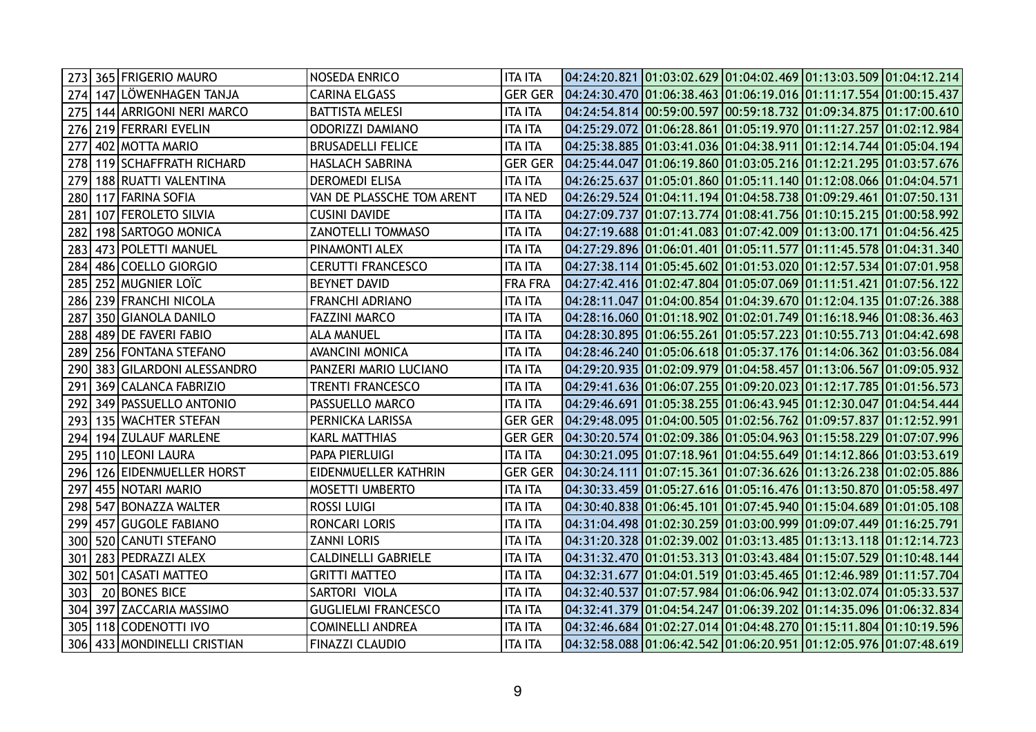| | | | | | | | | | |
|---|---|---|---|---|---|---|---|---|---|
| 273 | 365 | FRIGERIO MAURO | NOSEDA ENRICO | ITA ITA | 04:24:20.821 | 01:03:02.629 | 01:04:02.469 | 01:13:03.509 | 01:04:12.214 |
| 274 | 147 | LÖWENHAGEN TANJA | CARINA ELGASS | GER GER | 04:24:30.470 | 01:06:38.463 | 01:06:19.016 | 01:11:17.554 | 01:00:15.437 |
| 275 | 144 | ARRIGONI NERI MARCO | BATTISTA MELESI | ITA ITA | 04:24:54.814 | 00:59:00.597 | 00:59:18.732 | 01:09:34.875 | 01:17:00.610 |
| 276 | 219 | FERRARI EVELIN | ODORIZZI DAMIANO | ITA ITA | 04:25:29.072 | 01:06:28.861 | 01:05:19.970 | 01:11:27.257 | 01:02:12.984 |
| 277 | 402 | MOTTA MARIO | BRUSADELLI FELICE | ITA ITA | 04:25:38.885 | 01:03:41.036 | 01:04:38.911 | 01:12:14.744 | 01:05:04.194 |
| 278 | 119 | SCHAFFRATH RICHARD | HASLACH SABRINA | GER GER | 04:25:44.047 | 01:06:19.860 | 01:03:05.216 | 01:12:21.295 | 01:03:57.676 |
| 279 | 188 | RUATTI VALENTINA | DEROMEDI ELISA | ITA ITA | 04:26:25.637 | 01:05:01.860 | 01:05:11.140 | 01:12:08.066 | 01:04:04.571 |
| 280 | 117 | FARINA SOFIA | VAN DE PLASSCHE TOM ARENT | ITA NED | 04:26:29.524 | 01:04:11.194 | 01:04:58.738 | 01:09:29.461 | 01:07:50.131 |
| 281 | 107 | FEROLETO SILVIA | CUSINI DAVIDE | ITA ITA | 04:27:09.737 | 01:07:13.774 | 01:08:41.756 | 01:10:15.215 | 01:00:58.992 |
| 282 | 198 | SARTOGO MONICA | ZANOTELLI TOMMASO | ITA ITA | 04:27:19.688 | 01:01:41.083 | 01:07:42.009 | 01:13:00.171 | 01:04:56.425 |
| 283 | 473 | POLETTI MANUEL | PINAMONTI ALEX | ITA ITA | 04:27:29.896 | 01:06:01.401 | 01:05:11.577 | 01:11:45.578 | 01:04:31.340 |
| 284 | 486 | COELLO GIORGIO | CERUTTI FRANCESCO | ITA ITA | 04:27:38.114 | 01:05:45.602 | 01:01:53.020 | 01:12:57.534 | 01:07:01.958 |
| 285 | 252 | MUGNIER LOÏC | BEYNET DAVID | FRA FRA | 04:27:42.416 | 01:02:47.804 | 01:05:07.069 | 01:11:51.421 | 01:07:56.122 |
| 286 | 239 | FRANCHI NICOLA | FRANCHI ADRIANO | ITA ITA | 04:28:11.047 | 01:04:00.854 | 01:04:39.670 | 01:12:04.135 | 01:07:26.388 |
| 287 | 350 | GIANOLA DANILO | FAZZINI MARCO | ITA ITA | 04:28:16.060 | 01:01:18.902 | 01:02:01.749 | 01:16:18.946 | 01:08:36.463 |
| 288 | 489 | DE FAVERI FABIO | ALA MANUEL | ITA ITA | 04:28:30.895 | 01:06:55.261 | 01:05:57.223 | 01:10:55.713 | 01:04:42.698 |
| 289 | 256 | FONTANA STEFANO | AVANCINI MONICA | ITA ITA | 04:28:46.240 | 01:05:06.618 | 01:05:37.176 | 01:14:06.362 | 01:03:56.084 |
| 290 | 383 | GILARDONI ALESSANDRO | PANZERI MARIO LUCIANO | ITA ITA | 04:29:20.935 | 01:02:09.979 | 01:04:58.457 | 01:13:06.567 | 01:09:05.932 |
| 291 | 369 | CALANCA FABRIZIO | TRENTI FRANCESCO | ITA ITA | 04:29:41.636 | 01:06:07.255 | 01:09:20.023 | 01:12:17.785 | 01:01:56.573 |
| 292 | 349 | PASSUELLO ANTONIO | PASSUELLO MARCO | ITA ITA | 04:29:46.691 | 01:05:38.255 | 01:06:43.945 | 01:12:30.047 | 01:04:54.444 |
| 293 | 135 | WACHTER STEFAN | PERNICKA LARISSA | GER GER | 04:29:48.095 | 01:04:00.505 | 01:02:56.762 | 01:09:57.837 | 01:12:52.991 |
| 294 | 194 | ZULAUF MARLENE | KARL MATTHIAS | GER GER | 04:30:20.574 | 01:02:09.386 | 01:05:04.963 | 01:15:58.229 | 01:07:07.996 |
| 295 | 110 | LEONI LAURA | PAPA PIERLUIGI | ITA ITA | 04:30:21.095 | 01:07:18.961 | 01:04:55.649 | 01:14:12.866 | 01:03:53.619 |
| 296 | 126 | EIDENMUELLER HORST | EIDENMUELLER KATHRIN | GER GER | 04:30:24.111 | 01:07:15.361 | 01:07:36.626 | 01:13:26.238 | 01:02:05.886 |
| 297 | 455 | NOTARI MARIO | MOSETTI UMBERTO | ITA ITA | 04:30:33.459 | 01:05:27.616 | 01:05:16.476 | 01:13:50.870 | 01:05:58.497 |
| 298 | 547 | BONAZZA WALTER | ROSSI LUIGI | ITA ITA | 04:30:40.838 | 01:06:45.101 | 01:07:45.940 | 01:15:04.689 | 01:01:05.108 |
| 299 | 457 | GUGOLE FABIANO | RONCARI LORIS | ITA ITA | 04:31:04.498 | 01:02:30.259 | 01:03:00.999 | 01:09:07.449 | 01:16:25.791 |
| 300 | 520 | CANUTI STEFANO | ZANNI LORIS | ITA ITA | 04:31:20.328 | 01:02:39.002 | 01:03:13.485 | 01:13:13.118 | 01:12:14.723 |
| 301 | 283 | PEDRAZZI ALEX | CALDINELLI GABRIELE | ITA ITA | 04:31:32.470 | 01:01:53.313 | 01:03:43.484 | 01:15:07.529 | 01:10:48.144 |
| 302 | 501 | CASATI MATTEO | GRITTI MATTEO | ITA ITA | 04:32:31.677 | 01:04:01.519 | 01:03:45.465 | 01:12:46.989 | 01:11:57.704 |
| 303 | 20 | BONES BICE | SARTORI VIOLA | ITA ITA | 04:32:40.537 | 01:07:57.984 | 01:06:06.942 | 01:13:02.074 | 01:05:33.537 |
| 304 | 397 | ZACCARIA MASSIMO | GUGLIELMI FRANCESCO | ITA ITA | 04:32:41.379 | 01:04:54.247 | 01:06:39.202 | 01:14:35.096 | 01:06:32.834 |
| 305 | 118 | CODENOTTI IVO | COMINELLI ANDREA | ITA ITA | 04:32:46.684 | 01:02:27.014 | 01:04:48.270 | 01:15:11.804 | 01:10:19.596 |
| 306 | 433 | MONDINELLI CRISTIAN | FINAZZI CLAUDIO | ITA ITA | 04:32:58.088 | 01:06:42.542 | 01:06:20.951 | 01:12:05.976 | 01:07:48.619 |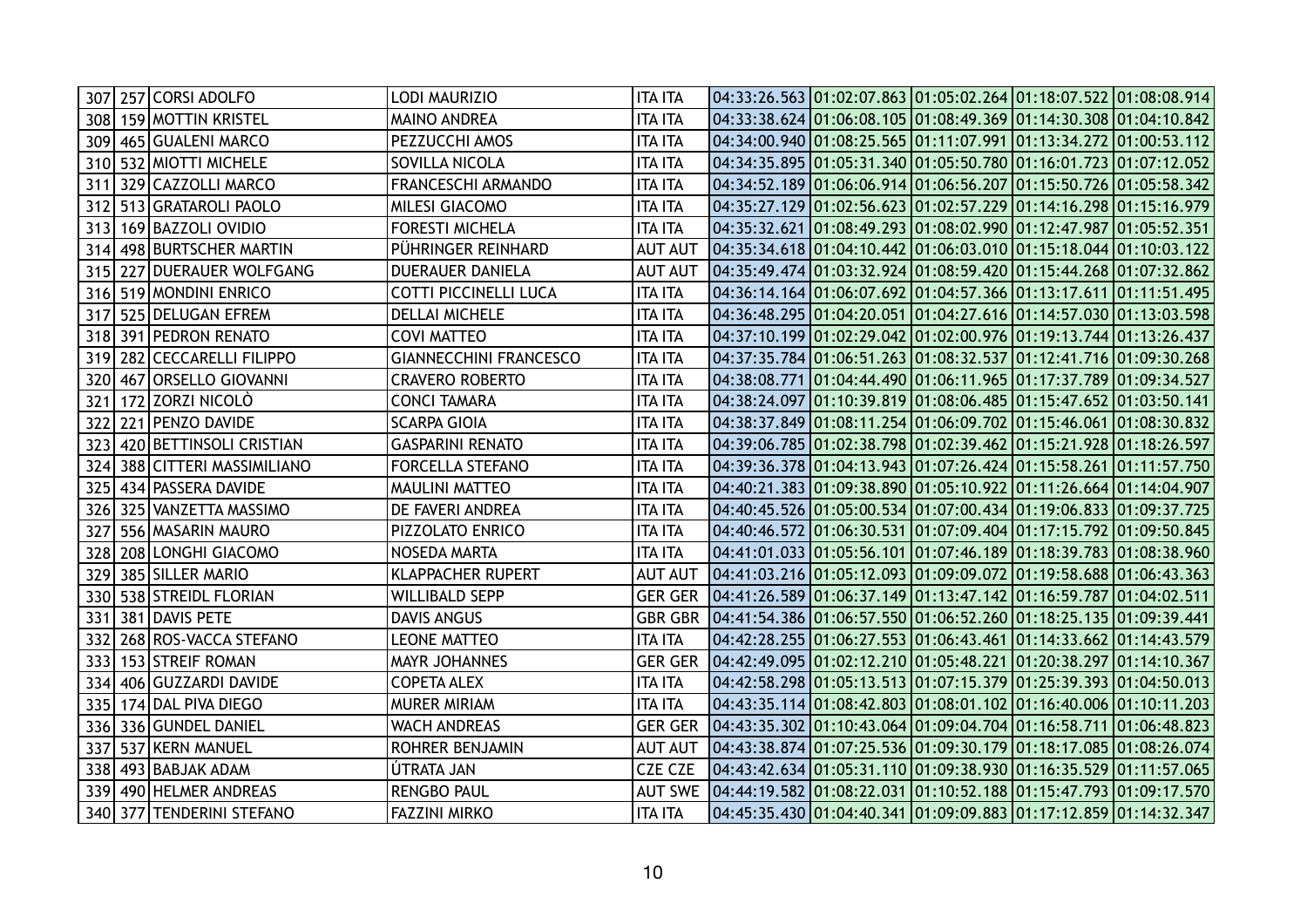| | | | | | | | | | |
|---|---|---|---|---|---|---|---|---|---|
| 307 | 257 | CORSI ADOLFO | LODI MAURIZIO | ITA ITA | 04:33:26.563 | 01:02:07.863 | 01:05:02.264 | 01:18:07.522 | 01:08:08.914 |
| 308 | 159 | MOTTIN KRISTEL | MAINO ANDREA | ITA ITA | 04:33:38.624 | 01:06:08.105 | 01:08:49.369 | 01:14:30.308 | 01:04:10.842 |
| 309 | 465 | GUALENI MARCO | PEZZUCCHI AMOS | ITA ITA | 04:34:00.940 | 01:08:25.565 | 01:11:07.991 | 01:13:34.272 | 01:00:53.112 |
| 310 | 532 | MIOTTI MICHELE | SOVILLA NICOLA | ITA ITA | 04:34:35.895 | 01:05:31.340 | 01:05:50.780 | 01:16:01.723 | 01:07:12.052 |
| 311 | 329 | CAZZOLLI MARCO | FRANCESCHI ARMANDO | ITA ITA | 04:34:52.189 | 01:06:06.914 | 01:06:56.207 | 01:15:50.726 | 01:05:58.342 |
| 312 | 513 | GRATAROLI PAOLO | MILESI GIACOMO | ITA ITA | 04:35:27.129 | 01:02:56.623 | 01:02:57.229 | 01:14:16.298 | 01:15:16.979 |
| 313 | 169 | BAZZOLI OVIDIO | FORESTI MICHELA | ITA ITA | 04:35:32.621 | 01:08:49.293 | 01:08:02.990 | 01:12:47.987 | 01:05:52.351 |
| 314 | 498 | BURTSCHER MARTIN | PÜHRINGER REINHARD | AUT AUT | 04:35:34.618 | 01:04:10.442 | 01:06:03.010 | 01:15:18.044 | 01:10:03.122 |
| 315 | 227 | DUERAUER WOLFGANG | DUERAUER DANIELA | AUT AUT | 04:35:49.474 | 01:03:32.924 | 01:08:59.420 | 01:15:44.268 | 01:07:32.862 |
| 316 | 519 | MONDINI ENRICO | COTTI PICCINELLI LUCA | ITA ITA | 04:36:14.164 | 01:06:07.692 | 01:04:57.366 | 01:13:17.611 | 01:11:51.495 |
| 317 | 525 | DELUGAN EFREM | DELLAI MICHELE | ITA ITA | 04:36:48.295 | 01:04:20.051 | 01:04:27.616 | 01:14:57.030 | 01:13:03.598 |
| 318 | 391 | PEDRON RENATO | COVI MATTEO | ITA ITA | 04:37:10.199 | 01:02:29.042 | 01:02:00.976 | 01:19:13.744 | 01:13:26.437 |
| 319 | 282 | CECCARELLI FILIPPO | GIANNECCHINI FRANCESCO | ITA ITA | 04:37:35.784 | 01:06:51.263 | 01:08:32.537 | 01:12:41.716 | 01:09:30.268 |
| 320 | 467 | ORSELLO GIOVANNI | CRAVERO ROBERTO | ITA ITA | 04:38:08.771 | 01:04:44.490 | 01:06:11.965 | 01:17:37.789 | 01:09:34.527 |
| 321 | 172 | ZORZI NICOLÒ | CONCI TAMARA | ITA ITA | 04:38:24.097 | 01:10:39.819 | 01:08:06.485 | 01:15:47.652 | 01:03:50.141 |
| 322 | 221 | PENZO DAVIDE | SCARPA GIOIA | ITA ITA | 04:38:37.849 | 01:08:11.254 | 01:06:09.702 | 01:15:46.061 | 01:08:30.832 |
| 323 | 420 | BETTINSOLI CRISTIAN | GASPARINI RENATO | ITA ITA | 04:39:06.785 | 01:02:38.798 | 01:02:39.462 | 01:15:21.928 | 01:18:26.597 |
| 324 | 388 | CITTERI MASSIMILIANO | FORCELLA STEFANO | ITA ITA | 04:39:36.378 | 01:04:13.943 | 01:07:26.424 | 01:15:58.261 | 01:11:57.750 |
| 325 | 434 | PASSERA DAVIDE | MAULINI MATTEO | ITA ITA | 04:40:21.383 | 01:09:38.890 | 01:05:10.922 | 01:11:26.664 | 01:14:04.907 |
| 326 | 325 | VANZETTA MASSIMO | DE FAVERI ANDREA | ITA ITA | 04:40:45.526 | 01:05:00.534 | 01:07:00.434 | 01:19:06.833 | 01:09:37.725 |
| 327 | 556 | MASARIN MAURO | PIZZOLATO ENRICO | ITA ITA | 04:40:46.572 | 01:06:30.531 | 01:07:09.404 | 01:17:15.792 | 01:09:50.845 |
| 328 | 208 | LONGHI GIACOMO | NOSEDA MARTA | ITA ITA | 04:41:01.033 | 01:05:56.101 | 01:07:46.189 | 01:18:39.783 | 01:08:38.960 |
| 329 | 385 | SILLER MARIO | KLAPPACHER RUPERT | AUT AUT | 04:41:03.216 | 01:05:12.093 | 01:09:09.072 | 01:19:58.688 | 01:06:43.363 |
| 330 | 538 | STREIDL FLORIAN | WILLIBALD SEPP | GER GER | 04:41:26.589 | 01:06:37.149 | 01:13:47.142 | 01:16:59.787 | 01:04:02.511 |
| 331 | 381 | DAVIS PETE | DAVIS ANGUS | GBR GBR | 04:41:54.386 | 01:06:57.550 | 01:06:52.260 | 01:18:25.135 | 01:09:39.441 |
| 332 | 268 | ROS-VACCA STEFANO | LEONE MATTEO | ITA ITA | 04:42:28.255 | 01:06:27.553 | 01:06:43.461 | 01:14:33.662 | 01:14:43.579 |
| 333 | 153 | STREIF ROMAN | MAYR JOHANNES | GER GER | 04:42:49.095 | 01:02:12.210 | 01:05:48.221 | 01:20:38.297 | 01:14:10.367 |
| 334 | 406 | GUZZARDI DAVIDE | COPETA ALEX | ITA ITA | 04:42:58.298 | 01:05:13.513 | 01:07:15.379 | 01:25:39.393 | 01:04:50.013 |
| 335 | 174 | DAL PIVA DIEGO | MURER MIRIAM | ITA ITA | 04:43:35.114 | 01:08:42.803 | 01:08:01.102 | 01:16:40.006 | 01:10:11.203 |
| 336 | 336 | GUNDEL DANIEL | WACH ANDREAS | GER GER | 04:43:35.302 | 01:10:43.064 | 01:09:04.704 | 01:16:58.711 | 01:06:48.823 |
| 337 | 537 | KERN MANUEL | ROHRER BENJAMIN | AUT AUT | 04:43:38.874 | 01:07:25.536 | 01:09:30.179 | 01:18:17.085 | 01:08:26.074 |
| 338 | 493 | BABJAK ADAM | ÚTRATA JAN | CZE CZE | 04:43:42.634 | 01:05:31.110 | 01:09:38.930 | 01:16:35.529 | 01:11:57.065 |
| 339 | 490 | HELMER ANDREAS | RENGBO PAUL | AUT SWE | 04:44:19.582 | 01:08:22.031 | 01:10:52.188 | 01:15:47.793 | 01:09:17.570 |
| 340 | 377 | TENDERINI STEFANO | FAZZINI MIRKO | ITA ITA | 04:45:35.430 | 01:04:40.341 | 01:09:09.883 | 01:17:12.859 | 01:14:32.347 |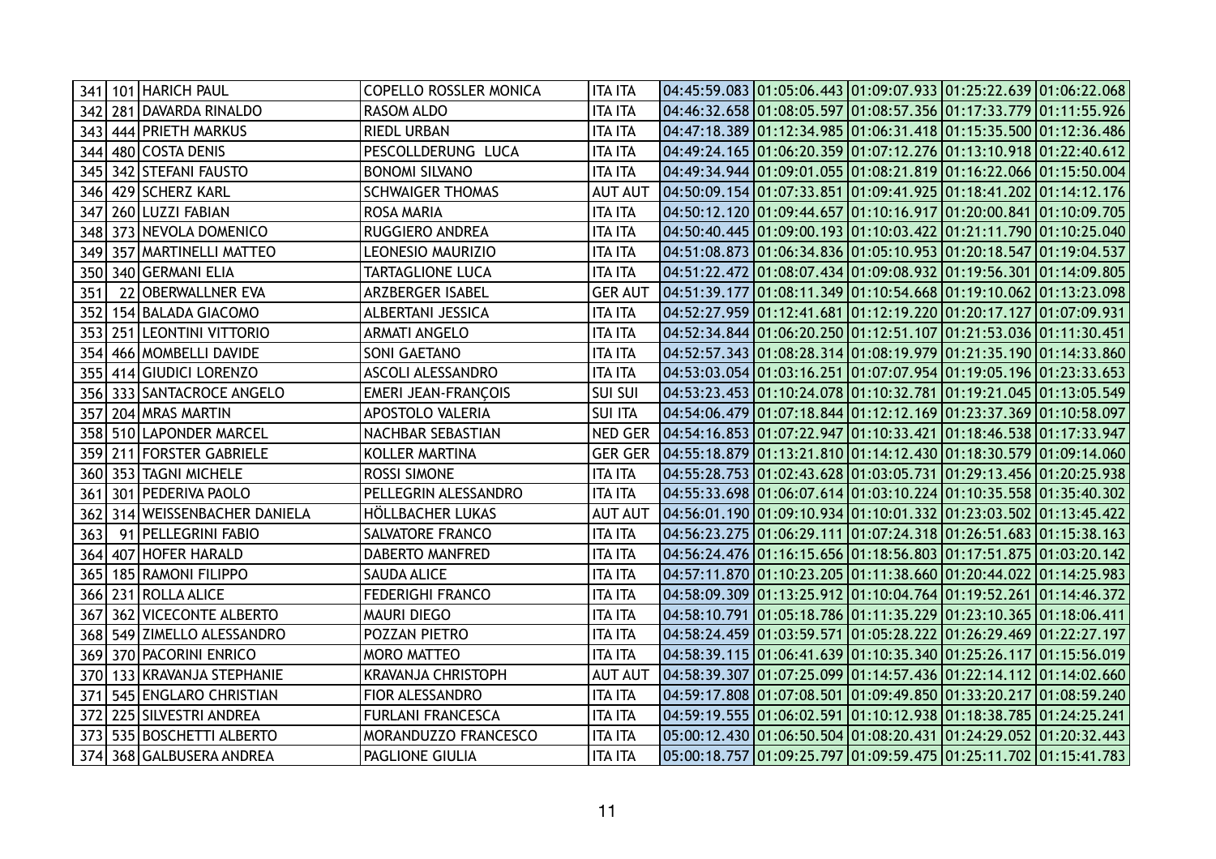| | | | | | | | | | |
|---|---|---|---|---|---|---|---|---|---|
| 341 | 101 | HARICH PAUL | COPELLO ROSSLER MONICA | ITA ITA | 04:45:59.083 | 01:05:06.443 | 01:09:07.933 | 01:25:22.639 | 01:06:22.068 |
| 342 | 281 | DAVARDA RINALDO | RASOM ALDO | ITA ITA | 04:46:32.658 | 01:08:05.597 | 01:08:57.356 | 01:17:33.779 | 01:11:55.926 |
| 343 | 444 | PRIETH MARKUS | RIEDL URBAN | ITA ITA | 04:47:18.389 | 01:12:34.985 | 01:06:31.418 | 01:15:35.500 | 01:12:36.486 |
| 344 | 480 | COSTA DENIS | PESCOLLDERUNG LUCA | ITA ITA | 04:49:24.165 | 01:06:20.359 | 01:07:12.276 | 01:13:10.918 | 01:22:40.612 |
| 345 | 342 | STEFANI FAUSTO | BONOMI SILVANO | ITA ITA | 04:49:34.944 | 01:09:01.055 | 01:08:21.819 | 01:16:22.066 | 01:15:50.004 |
| 346 | 429 | SCHERZ KARL | SCHWAIGER THOMAS | AUT AUT | 04:50:09.154 | 01:07:33.851 | 01:09:41.925 | 01:18:41.202 | 01:14:12.176 |
| 347 | 260 | LUZZI FABIAN | ROSA MARIA | ITA ITA | 04:50:12.120 | 01:09:44.657 | 01:10:16.917 | 01:20:00.841 | 01:10:09.705 |
| 348 | 373 | NEVOLA DOMENICO | RUGGIERO ANDREA | ITA ITA | 04:50:40.445 | 01:09:00.193 | 01:10:03.422 | 01:21:11.790 | 01:10:25.040 |
| 349 | 357 | MARTINELLI MATTEO | LEONESIO MAURIZIO | ITA ITA | 04:51:08.873 | 01:06:34.836 | 01:05:10.953 | 01:20:18.547 | 01:19:04.537 |
| 350 | 340 | GERMANI ELIA | TARTAGLIONE LUCA | ITA ITA | 04:51:22.472 | 01:08:07.434 | 01:09:08.932 | 01:19:56.301 | 01:14:09.805 |
| 351 | 22 | OBERWALLNER EVA | ARZBERGER ISABEL | GER AUT | 04:51:39.177 | 01:08:11.349 | 01:10:54.668 | 01:19:10.062 | 01:13:23.098 |
| 352 | 154 | BALADA GIACOMO | ALBERTANI JESSICA | ITA ITA | 04:52:27.959 | 01:12:41.681 | 01:12:19.220 | 01:20:17.127 | 01:07:09.931 |
| 353 | 251 | LEONTINI VITTORIO | ARMATI ANGELO | ITA ITA | 04:52:34.844 | 01:06:20.250 | 01:12:51.107 | 01:21:53.036 | 01:11:30.451 |
| 354 | 466 | MOMBELLI DAVIDE | SONI GAETANO | ITA ITA | 04:52:57.343 | 01:08:28.314 | 01:08:19.979 | 01:21:35.190 | 01:14:33.860 |
| 355 | 414 | GIUDICI LORENZO | ASCOLI ALESSANDRO | ITA ITA | 04:53:03.054 | 01:03:16.251 | 01:07:07.954 | 01:19:05.196 | 01:23:33.653 |
| 356 | 333 | SANTACROCE ANGELO | EMERI JEAN-FRANÇOIS | SUI SUI | 04:53:23.453 | 01:10:24.078 | 01:10:32.781 | 01:19:21.045 | 01:13:05.549 |
| 357 | 204 | MRAS MARTIN | APOSTOLO VALERIA | SUI ITA | 04:54:06.479 | 01:07:18.844 | 01:12:12.169 | 01:23:37.369 | 01:10:58.097 |
| 358 | 510 | LAPONDER MARCEL | NACHBAR SEBASTIAN | NED GER | 04:54:16.853 | 01:07:22.947 | 01:10:33.421 | 01:18:46.538 | 01:17:33.947 |
| 359 | 211 | FORSTER GABRIELE | KOLLER MARTINA | GER GER | 04:55:18.879 | 01:13:21.810 | 01:14:12.430 | 01:18:30.579 | 01:09:14.060 |
| 360 | 353 | TAGNI MICHELE | ROSSI SIMONE | ITA ITA | 04:55:28.753 | 01:02:43.628 | 01:03:05.731 | 01:29:13.456 | 01:20:25.938 |
| 361 | 301 | PEDERIVA PAOLO | PELLEGRIN ALESSANDRO | ITA ITA | 04:55:33.698 | 01:06:07.614 | 01:03:10.224 | 01:10:35.558 | 01:35:40.302 |
| 362 | 314 | WEISSENBACHER DANIELA | HÖLLBACHER LUKAS | AUT AUT | 04:56:01.190 | 01:09:10.934 | 01:10:01.332 | 01:23:03.502 | 01:13:45.422 |
| 363 | 91 | PELLEGRINI FABIO | SALVATORE FRANCO | ITA ITA | 04:56:23.275 | 01:06:29.111 | 01:07:24.318 | 01:26:51.683 | 01:15:38.163 |
| 364 | 407 | HOFER HARALD | DABERTO MANFRED | ITA ITA | 04:56:24.476 | 01:16:15.656 | 01:18:56.803 | 01:17:51.875 | 01:03:20.142 |
| 365 | 185 | RAMONI FILIPPO | SAUDA ALICE | ITA ITA | 04:57:11.870 | 01:10:23.205 | 01:11:38.660 | 01:20:44.022 | 01:14:25.983 |
| 366 | 231 | ROLLA ALICE | FEDERIGHI FRANCO | ITA ITA | 04:58:09.309 | 01:13:25.912 | 01:10:04.764 | 01:19:52.261 | 01:14:46.372 |
| 367 | 362 | VICECONTE ALBERTO | MAURI DIEGO | ITA ITA | 04:58:10.791 | 01:05:18.786 | 01:11:35.229 | 01:23:10.365 | 01:18:06.411 |
| 368 | 549 | ZIMELLO ALESSANDRO | POZZAN PIETRO | ITA ITA | 04:58:24.459 | 01:03:59.571 | 01:05:28.222 | 01:26:29.469 | 01:22:27.197 |
| 369 | 370 | PACORINI ENRICO | MORO MATTEO | ITA ITA | 04:58:39.115 | 01:06:41.639 | 01:10:35.340 | 01:25:26.117 | 01:15:56.019 |
| 370 | 133 | KRAVANJA STEPHANIE | KRAVANJA CHRISTOPH | AUT AUT | 04:58:39.307 | 01:07:25.099 | 01:14:57.436 | 01:22:14.112 | 01:14:02.660 |
| 371 | 545 | ENGLARO CHRISTIAN | FIOR ALESSANDRO | ITA ITA | 04:59:17.808 | 01:07:08.501 | 01:09:49.850 | 01:33:20.217 | 01:08:59.240 |
| 372 | 225 | SILVESTRI ANDREA | FURLANI FRANCESCA | ITA ITA | 04:59:19.555 | 01:06:02.591 | 01:10:12.938 | 01:18:38.785 | 01:24:25.241 |
| 373 | 535 | BOSCHETTI ALBERTO | MORANDUZZO FRANCESCO | ITA ITA | 05:00:12.430 | 01:06:50.504 | 01:08:20.431 | 01:24:29.052 | 01:20:32.443 |
| 374 | 368 | GALBUSERA ANDREA | PAGLIONE GIULIA | ITA ITA | 05:00:18.757 | 01:09:25.797 | 01:09:59.475 | 01:25:11.702 | 01:15:41.783 |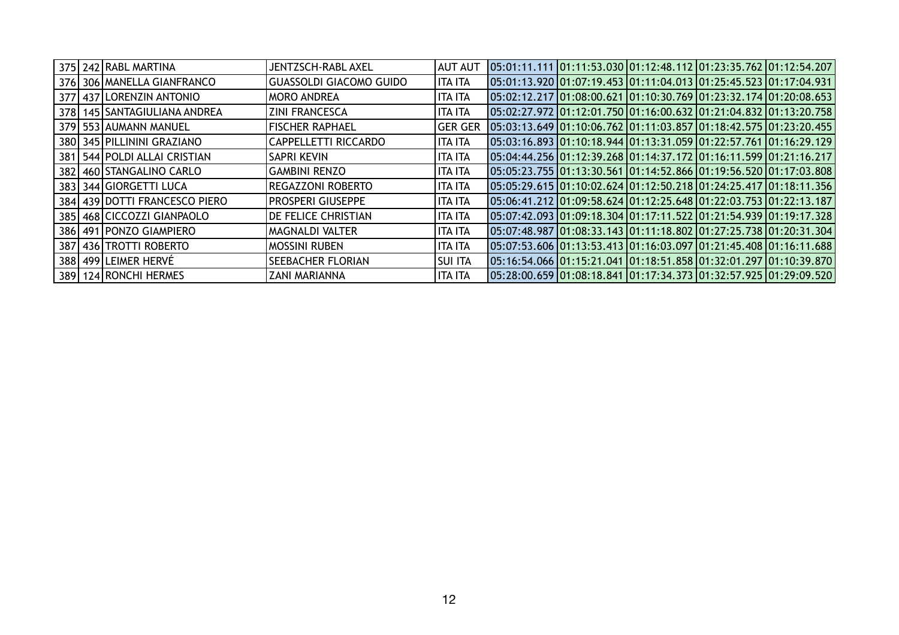| | | | | | | | | | |
|---|---|---|---|---|---|---|---|---|---|
| 375 | 242 | RABL MARTINA | JENTZSCH-RABL AXEL | AUT AUT | 05:01:11.111 | 01:11:53.030 | 01:12:48.112 | 01:23:35.762 | 01:12:54.207 |
| 376 | 306 | MANELLA GIANFRANCO | GUASSOLDI GIACOMO GUIDO | ITA ITA | 05:01:13.920 | 01:07:19.453 | 01:11:04.013 | 01:25:45.523 | 01:17:04.931 |
| 377 | 437 | LORENZIN ANTONIO | MORO ANDREA | ITA ITA | 05:02:12.217 | 01:08:00.621 | 01:10:30.769 | 01:23:32.174 | 01:20:08.653 |
| 378 | 145 | SANTAGIULIANA ANDREA | ZINI FRANCESCA | ITA ITA | 05:02:27.972 | 01:12:01.750 | 01:16:00.632 | 01:21:04.832 | 01:13:20.758 |
| 379 | 553 | AUMANN MANUEL | FISCHER RAPHAEL | GER GER | 05:03:13.649 | 01:10:06.762 | 01:11:03.857 | 01:18:42.575 | 01:23:20.455 |
| 380 | 345 | PILLININI GRAZIANO | CAPPELLETTI RICCARDO | ITA ITA | 05:03:16.893 | 01:10:18.944 | 01:13:31.059 | 01:22:57.761 | 01:16:29.129 |
| 381 | 544 | POLDI ALLAI CRISTIAN | SAPRI KEVIN | ITA ITA | 05:04:44.256 | 01:12:39.268 | 01:14:37.172 | 01:16:11.599 | 01:21:16.217 |
| 382 | 460 | STANGALINO CARLO | GAMBINI RENZO | ITA ITA | 05:05:23.755 | 01:13:30.561 | 01:14:52.866 | 01:19:56.520 | 01:17:03.808 |
| 383 | 344 | GIORGETTI LUCA | REGAZZONI ROBERTO | ITA ITA | 05:05:29.615 | 01:10:02.624 | 01:12:50.218 | 01:24:25.417 | 01:18:11.356 |
| 384 | 439 | DOTTI FRANCESCO PIERO | PROSPERI GIUSEPPE | ITA ITA | 05:06:41.212 | 01:09:58.624 | 01:12:25.648 | 01:22:03.753 | 01:22:13.187 |
| 385 | 468 | CICCOZZI GIANPAOLO | DE FELICE CHRISTIAN | ITA ITA | 05:07:42.093 | 01:09:18.304 | 01:17:11.522 | 01:21:54.939 | 01:19:17.328 |
| 386 | 491 | PONZO GIAMPIERO | MAGNALDI VALTER | ITA ITA | 05:07:48.987 | 01:08:33.143 | 01:11:18.802 | 01:27:25.738 | 01:20:31.304 |
| 387 | 436 | TROTTI ROBERTO | MOSSINI RUBEN | ITA ITA | 05:07:53.606 | 01:13:53.413 | 01:16:03.097 | 01:21:45.408 | 01:16:11.688 |
| 388 | 499 | LEIMER HERVÉ | SEEBACHER FLORIAN | SUI ITA | 05:16:54.066 | 01:15:21.041 | 01:18:51.858 | 01:32:01.297 | 01:10:39.870 |
| 389 | 124 | RONCHI HERMES | ZANI MARIANNA | ITA ITA | 05:28:00.659 | 01:08:18.841 | 01:17:34.373 | 01:32:57.925 | 01:29:09.520 |